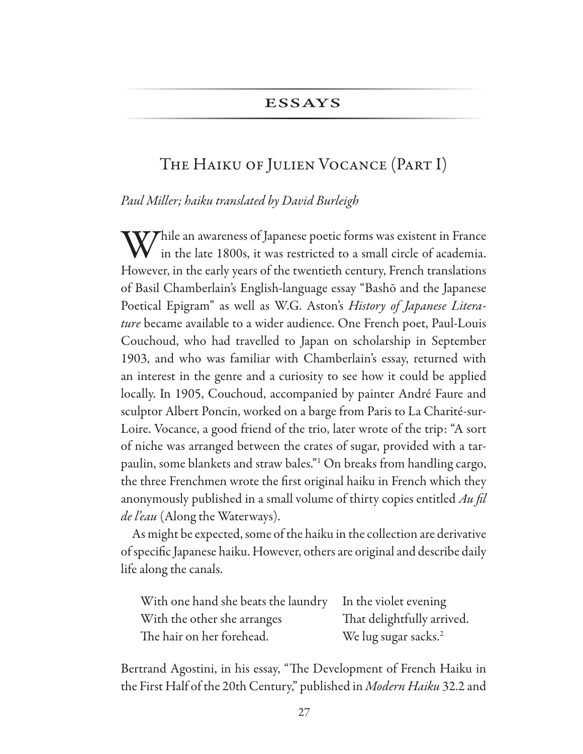## ESSAYS

# The Haiku of Julien Vocance (Part I)

*Paul Miller; haiku translated by David Burleigh*

While an awareness of Japanese poetic forms was existent in France in the late 1800s, it was restricted to a small circle of academia. However, in the early years of the twentieth century, French translations of Basil Chamberlain's English-language essay "Bashō and the Japanese Poetical Epigram" as well as W.G. Aston's *History of Japanese Literature* became available to a wider audience. One French poet, Paul-Louis Couchoud, who had travelled to Japan on scholarship in September 1903, and who was familiar with Chamberlain's essay, returned with an interest in the genre and a curiosity to see how it could be applied locally. In 1905, Couchoud, accompanied by painter André Faure and sculptor Albert Poncin, worked on a barge from Paris to La Charité-sur-Loire. Vocance, a good friend of the trio, later wrote of the trip: "A sort of niche was arranged between the crates of sugar, provided with a tarpaulin, some blankets and straw bales."[1] On breaks from handling cargo, the three Frenchmen wrote the first original haiku in French which they anonymously published in a small volume of thirty copies entitled *Au fil de l'eau* (Along the Waterways).

As might be expected, some of the haiku in the collection are derivative of specific Japanese haiku. However, others are original and describe daily life along the canals.

> With one hand she beats the laundry
> With the other she arranges
> The hair on her forehead.

> In the violet evening
> That delightfully arrived.
> We lug sugar sacks.[2]

Bertrand Agostini, in his essay, "The Development of French Haiku in the First Half of the 20th Century," published in *Modern Haiku* 32.2 and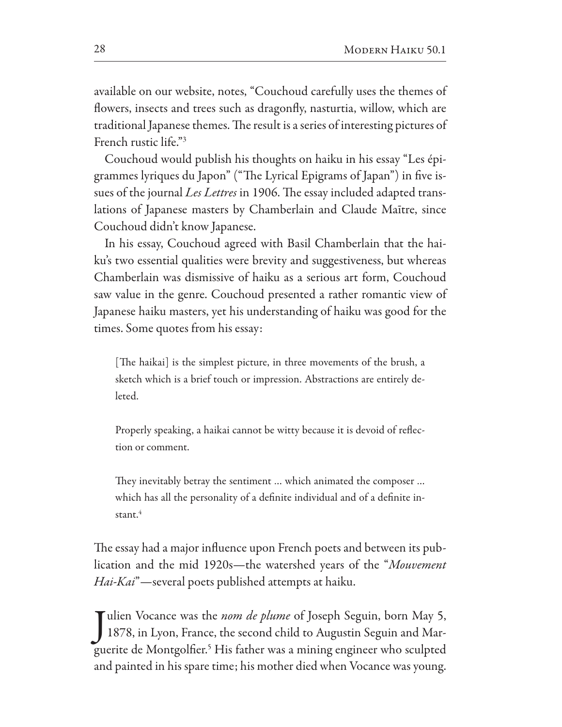available on our website, notes, "Couchoud carefully uses the themes of flowers, insects and trees such as dragonfly, nasturtia, willow, which are traditional Japanese themes. The result is a series of interesting pictures of French rustic life."[3]

Couchoud would publish his thoughts on haiku in his essay "Les épigrammes lyriques du Japon" ("The Lyrical Epigrams of Japan") in five issues of the journal *Les Lettres* in 1906. The essay included adapted translations of Japanese masters by Chamberlain and Claude Maītre, since Couchoud didn't know Japanese.

In his essay, Couchoud agreed with Basil Chamberlain that the haiku's two essential qualities were brevity and suggestiveness, but whereas Chamberlain was dismissive of haiku as a serious art form, Couchoud saw value in the genre. Couchoud presented a rather romantic view of Japanese haiku masters, yet his understanding of haiku was good for the times. Some quotes from his essay:

> [The haikai] is the simplest picture, in three movements of the brush, a sketch which is a brief touch or impression. Abstractions are entirely deleted.
>
> Properly speaking, a haikai cannot be witty because it is devoid of reflection or comment.
>
> They inevitably betray the sentiment … which animated the composer … which has all the personality of a definite individual and of a definite instant.[4]

The essay had a major influence upon French poets and between its publication and the mid 1920s—the watershed years of the "*Mouvement Hai-Kai*"—several poets published attempts at haiku.

Julien Vocance was the *nom de plume* of Joseph Seguin, born May 5, 1878, in Lyon, France, the second child to Augustin Seguin and Marguerite de Montgolfier.[5] His father was a mining engineer who sculpted and painted in his spare time; his mother died when Vocance was young.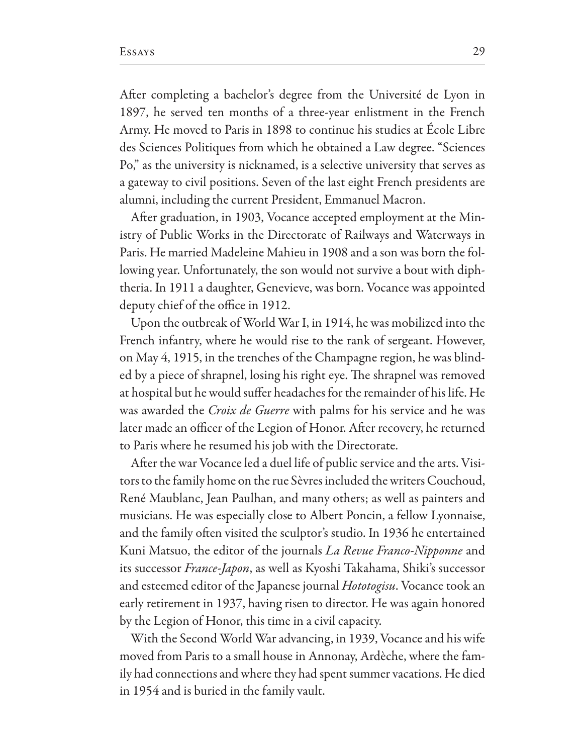After completing a bachelor's degree from the Université de Lyon in 1897, he served ten months of a three-year enlistment in the French Army. He moved to Paris in 1898 to continue his studies at École Libre des Sciences Politiques from which he obtained a Law degree. "Sciences Po," as the university is nicknamed, is a selective university that serves as a gateway to civil positions. Seven of the last eight French presidents are alumni, including the current President, Emmanuel Macron.

After graduation, in 1903, Vocance accepted employment at the Ministry of Public Works in the Directorate of Railways and Waterways in Paris. He married Madeleine Mahieu in 1908 and a son was born the following year. Unfortunately, the son would not survive a bout with diphtheria. In 1911 a daughter, Genevieve, was born. Vocance was appointed deputy chief of the office in 1912.

Upon the outbreak of World War I, in 1914, he was mobilized into the French infantry, where he would rise to the rank of sergeant. However, on May 4, 1915, in the trenches of the Champagne region, he was blinded by a piece of shrapnel, losing his right eye. The shrapnel was removed at hospital but he would suffer headaches for the remainder of his life. He was awarded the *Croix de Guerre* with palms for his service and he was later made an officer of the Legion of Honor. After recovery, he returned to Paris where he resumed his job with the Directorate.

After the war Vocance led a duel life of public service and the arts. Visitors to the family home on the rue Sèvres included the writers Couchoud, René Maublanc, Jean Paulhan, and many others; as well as painters and musicians. He was especially close to Albert Poncin, a fellow Lyonnaise, and the family often visited the sculptor's studio. In 1936 he entertained Kuni Matsuo, the editor of the journals *La Revue Franco-Nipponne* and its successor *France-Japon*, as well as Kyoshi Takahama, Shiki's successor and esteemed editor of the Japanese journal *Hototogisu*. Vocance took an early retirement in 1937, having risen to director. He was again honored by the Legion of Honor, this time in a civil capacity.

With the Second World War advancing, in 1939, Vocance and his wife moved from Paris to a small house in Annonay, Ardèche, where the family had connections and where they had spent summer vacations. He died in 1954 and is buried in the family vault.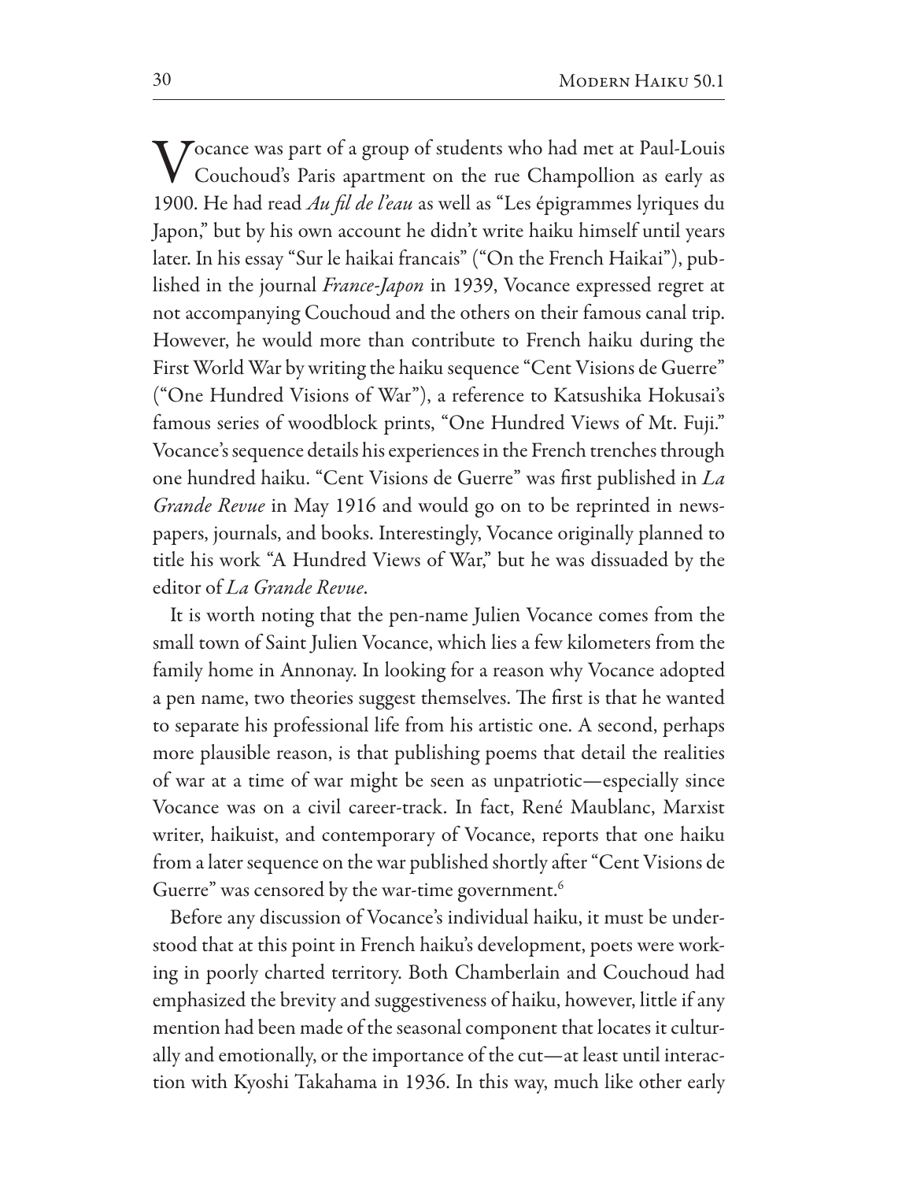Vocance was part of a group of students who had met at Paul-Louis Couchoud's Paris apartment on the rue Champollion as early as 1900. He had read *Au fil de l'eau* as well as "Les épigrammes lyriques du Japon," but by his own account he didn't write haiku himself until years later. In his essay "Sur le haikai francais" ("On the French Haikai"), published in the journal *France-Japon* in 1939, Vocance expressed regret at not accompanying Couchoud and the others on their famous canal trip. However, he would more than contribute to French haiku during the First World War by writing the haiku sequence "Cent Visions de Guerre" ("One Hundred Visions of War"), a reference to Katsushika Hokusai's famous series of woodblock prints, "One Hundred Views of Mt. Fuji." Vocance's sequence details his experiences in the French trenches through one hundred haiku. "Cent Visions de Guerre" was first published in *La Grande Revue* in May 1916 and would go on to be reprinted in newspapers, journals, and books. Interestingly, Vocance originally planned to title his work "A Hundred Views of War," but he was dissuaded by the editor of *La Grande Revue*.

It is worth noting that the pen-name Julien Vocance comes from the small town of Saint Julien Vocance, which lies a few kilometers from the family home in Annonay. In looking for a reason why Vocance adopted a pen name, two theories suggest themselves. The first is that he wanted to separate his professional life from his artistic one. A second, perhaps more plausible reason, is that publishing poems that detail the realities of war at a time of war might be seen as unpatriotic—especially since Vocance was on a civil career-track. In fact, René Maublanc, Marxist writer, haikuist, and contemporary of Vocance, reports that one haiku from a later sequence on the war published shortly after "Cent Visions de Guerre" was censored by the war-time government.[6]

Before any discussion of Vocance's individual haiku, it must be understood that at this point in French haiku's development, poets were working in poorly charted territory. Both Chamberlain and Couchoud had emphasized the brevity and suggestiveness of haiku, however, little if any mention had been made of the seasonal component that locates it culturally and emotionally, or the importance of the cut—at least until interaction with Kyoshi Takahama in 1936. In this way, much like other early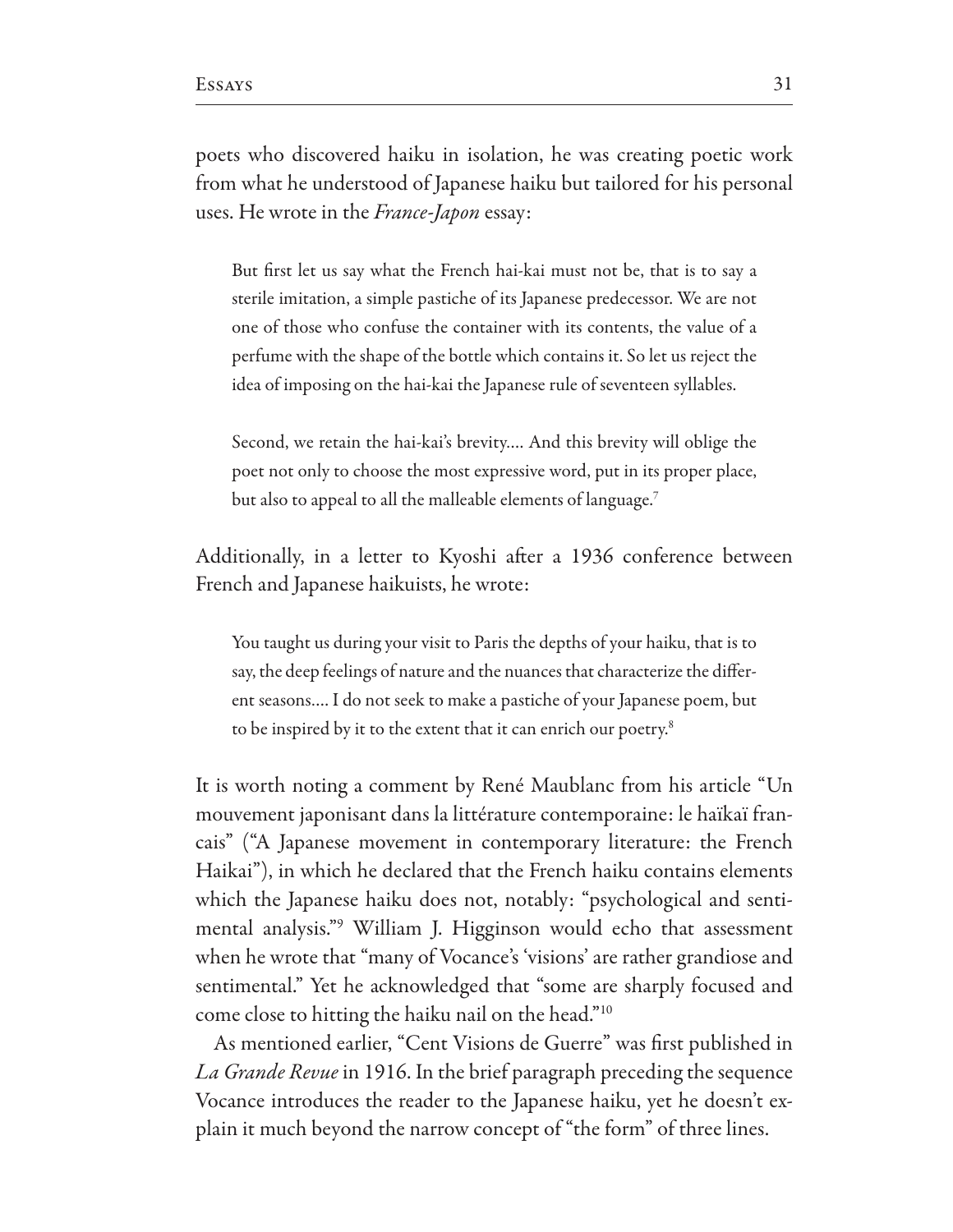poets who discovered haiku in isolation, he was creating poetic work from what he understood of Japanese haiku but tailored for his personal uses. He wrote in the *France-Japon* essay:

> But first let us say what the French hai-kai must not be, that is to say a sterile imitation, a simple pastiche of its Japanese predecessor. We are not one of those who confuse the container with its contents, the value of a perfume with the shape of the bottle which contains it. So let us reject the idea of imposing on the hai-kai the Japanese rule of seventeen syllables.
>
> Second, we retain the hai-kai's brevity.... And this brevity will oblige the poet not only to choose the most expressive word, put in its proper place, but also to appeal to all the malleable elements of language.[7]

Additionally, in a letter to Kyoshi after a 1936 conference between French and Japanese haikuists, he wrote:

> You taught us during your visit to Paris the depths of your haiku, that is to say, the deep feelings of nature and the nuances that characterize the different seasons.... I do not seek to make a pastiche of your Japanese poem, but to be inspired by it to the extent that it can enrich our poetry.[8]

It is worth noting a comment by René Maublanc from his article "Un mouvement japonisant dans la littérature contemporaine: le haïkaï francais" ("A Japanese movement in contemporary literature: the French Haikai"), in which he declared that the French haiku contains elements which the Japanese haiku does not, notably: "psychological and sentimental analysis."[9] William J. Higginson would echo that assessment when he wrote that "many of Vocance's 'visions' are rather grandiose and sentimental." Yet he acknowledged that "some are sharply focused and come close to hitting the haiku nail on the head."[10]

As mentioned earlier, "Cent Visions de Guerre" was first published in *La Grande Revue* in 1916. In the brief paragraph preceding the sequence Vocance introduces the reader to the Japanese haiku, yet he doesn't explain it much beyond the narrow concept of "the form" of three lines.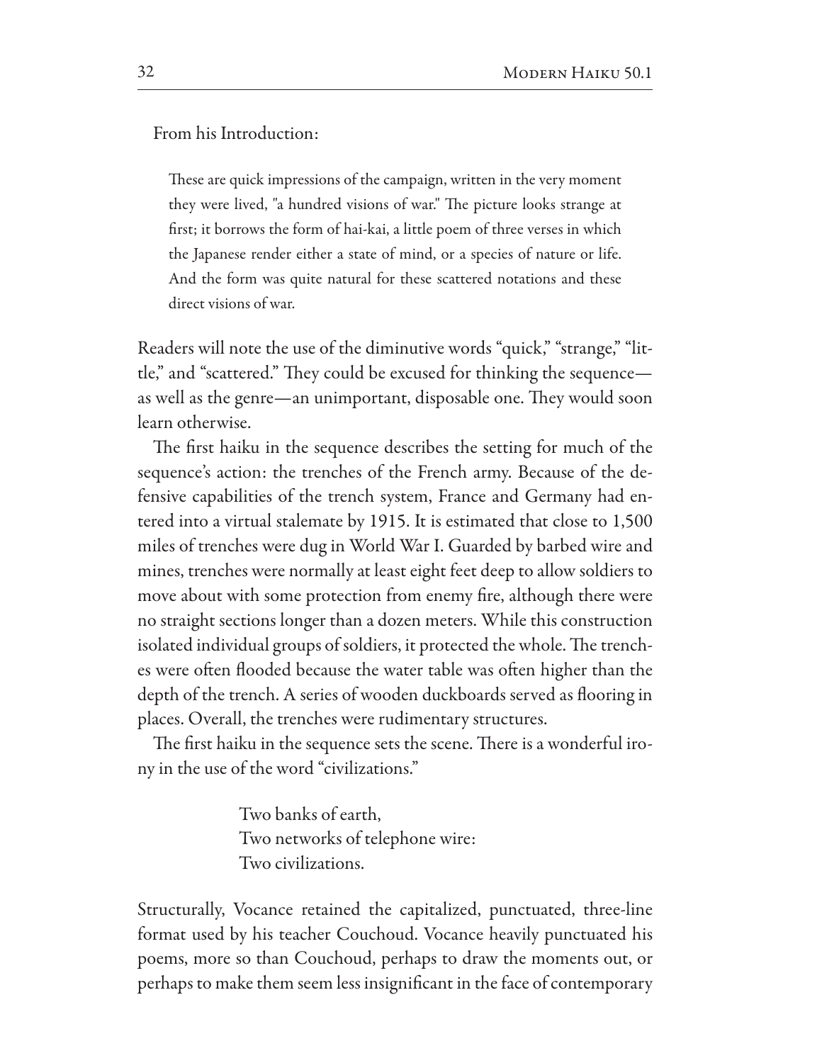From his Introduction:

> These are quick impressions of the campaign, written in the very moment they were lived, "a hundred visions of war." The picture looks strange at first; it borrows the form of hai-kai, a little poem of three verses in which the Japanese render either a state of mind, or a species of nature or life. And the form was quite natural for these scattered notations and these direct visions of war.

Readers will note the use of the diminutive words "quick," "strange," "little," and "scattered." They could be excused for thinking the sequence—as well as the genre—an unimportant, disposable one. They would soon learn otherwise.

The first haiku in the sequence describes the setting for much of the sequence's action: the trenches of the French army. Because of the defensive capabilities of the trench system, France and Germany had entered into a virtual stalemate by 1915. It is estimated that close to 1,500 miles of trenches were dug in World War I. Guarded by barbed wire and mines, trenches were normally at least eight feet deep to allow soldiers to move about with some protection from enemy fire, although there were no straight sections longer than a dozen meters. While this construction isolated individual groups of soldiers, it protected the whole. The trenches were often flooded because the water table was often higher than the depth of the trench. A series of wooden duckboards served as flooring in places. Overall, the trenches were rudimentary structures.

The first haiku in the sequence sets the scene. There is a wonderful irony in the use of the word "civilizations."

> Two banks of earth,  
> Two networks of telephone wire:  
> Two civilizations.

Structurally, Vocance retained the capitalized, punctuated, three-line format used by his teacher Couchoud. Vocance heavily punctuated his poems, more so than Couchoud, perhaps to draw the moments out, or perhaps to make them seem less insignificant in the face of contemporary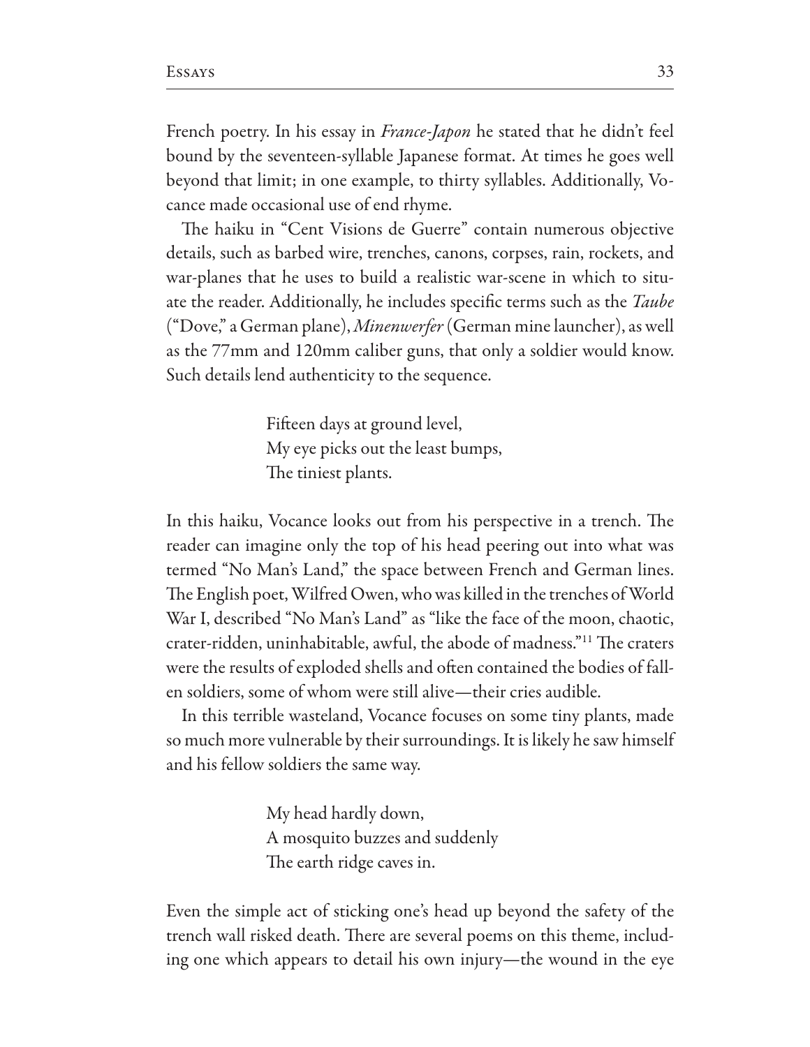French poetry. In his essay in *France-Japon* he stated that he didn't feel bound by the seventeen-syllable Japanese format. At times he goes well beyond that limit; in one example, to thirty syllables. Additionally, Vocance made occasional use of end rhyme.

The haiku in "Cent Visions de Guerre" contain numerous objective details, such as barbed wire, trenches, canons, corpses, rain, rockets, and war-planes that he uses to build a realistic war-scene in which to situate the reader. Additionally, he includes specific terms such as the *Taube* ("Dove," a German plane), *Minenwerfer* (German mine launcher), as well as the 77mm and 120mm caliber guns, that only a soldier would know. Such details lend authenticity to the sequence.

> Fifteen days at ground level,
> My eye picks out the least bumps,
> The tiniest plants.

In this haiku, Vocance looks out from his perspective in a trench. The reader can imagine only the top of his head peering out into what was termed "No Man's Land," the space between French and German lines. The English poet, Wilfred Owen, who was killed in the trenches of World War I, described "No Man's Land" as "like the face of the moon, chaotic, crater-ridden, uninhabitable, awful, the abode of madness."[11] The craters were the results of exploded shells and often contained the bodies of fallen soldiers, some of whom were still alive—their cries audible.

In this terrible wasteland, Vocance focuses on some tiny plants, made so much more vulnerable by their surroundings. It is likely he saw himself and his fellow soldiers the same way.

> My head hardly down,
> A mosquito buzzes and suddenly
> The earth ridge caves in.

Even the simple act of sticking one's head up beyond the safety of the trench wall risked death. There are several poems on this theme, including one which appears to detail his own injury—the wound in the eye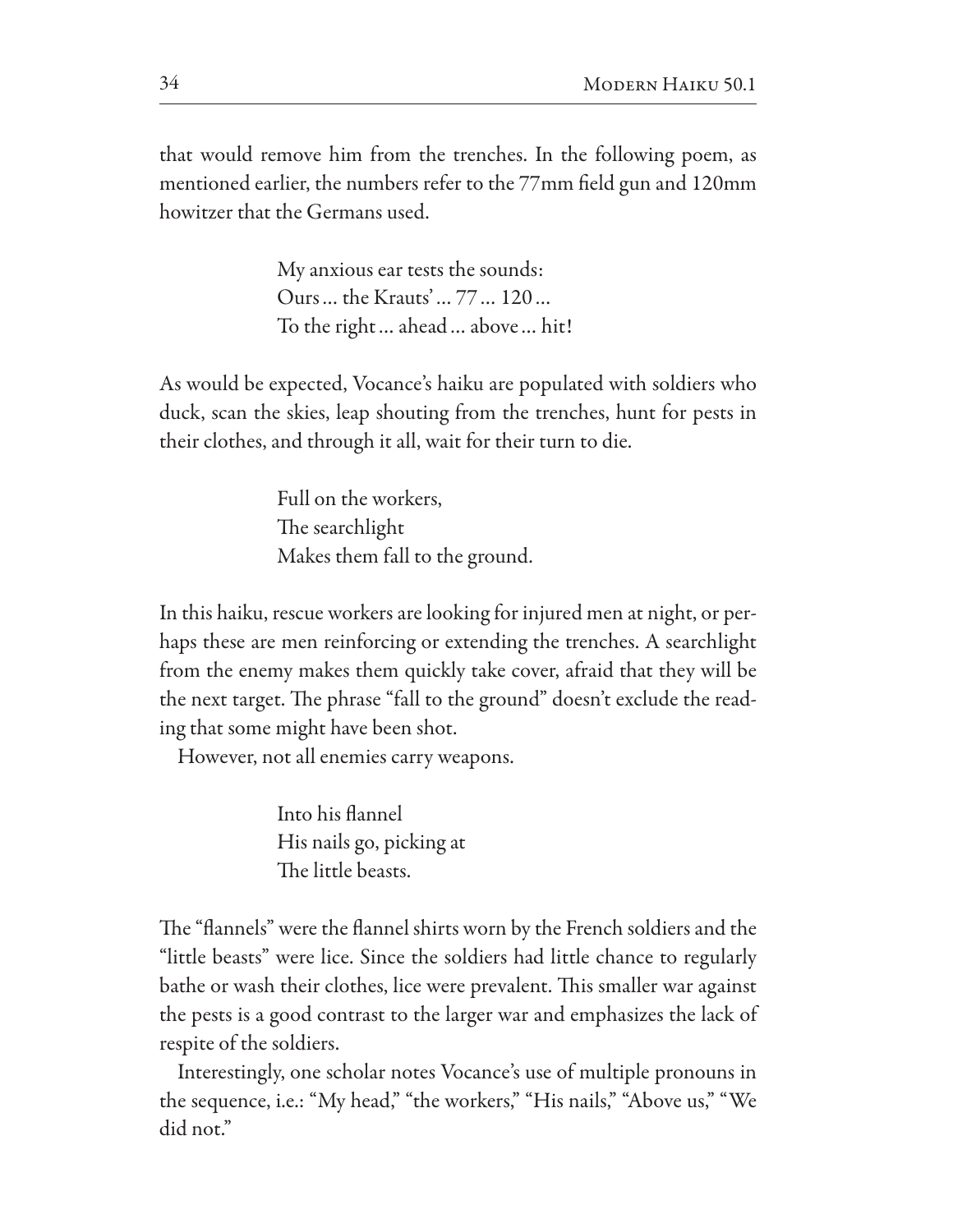that would remove him from the trenches. In the following poem, as mentioned earlier, the numbers refer to the 77mm field gun and 120mm howitzer that the Germans used.

> My anxious ear tests the sounds:  
> Ours … the Krauts' … 77 … 120 …  
> To the right … ahead … above … hit!

As would be expected, Vocance's haiku are populated with soldiers who duck, scan the skies, leap shouting from the trenches, hunt for pests in their clothes, and through it all, wait for their turn to die.

> Full on the workers,  
> The searchlight  
> Makes them fall to the ground.

In this haiku, rescue workers are looking for injured men at night, or perhaps these are men reinforcing or extending the trenches. A searchlight from the enemy makes them quickly take cover, afraid that they will be the next target. The phrase "fall to the ground" doesn't exclude the reading that some might have been shot.

However, not all enemies carry weapons.

> Into his flannel  
> His nails go, picking at  
> The little beasts.

The "flannels" were the flannel shirts worn by the French soldiers and the "little beasts" were lice. Since the soldiers had little chance to regularly bathe or wash their clothes, lice were prevalent. This smaller war against the pests is a good contrast to the larger war and emphasizes the lack of respite of the soldiers.

Interestingly, one scholar notes Vocance's use of multiple pronouns in the sequence, i.e.: "My head," "the workers," "His nails," "Above us," "We did not."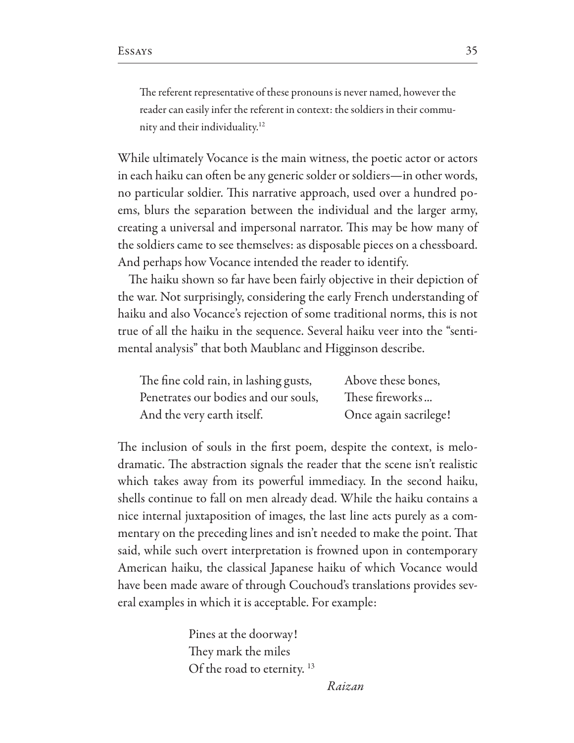> The referent representative of these pronouns is never named, however the reader can easily infer the referent in context: the soldiers in their community and their individuality.[12]

While ultimately Vocance is the main witness, the poetic actor or actors in each haiku can often be any generic solder or soldiers—in other words, no particular soldier. This narrative approach, used over a hundred poems, blurs the separation between the individual and the larger army, creating a universal and impersonal narrator. This may be how many of the soldiers came to see themselves: as disposable pieces on a chessboard. And perhaps how Vocance intended the reader to identify.

The haiku shown so far have been fairly objective in their depiction of the war. Not surprisingly, considering the early French understanding of haiku and also Vocance's rejection of some traditional norms, this is not true of all the haiku in the sequence. Several haiku veer into the "sentimental analysis" that both Maublanc and Higginson describe.

> The fine cold rain, in lashing gusts,
> Penetrates our bodies and our souls,
> And the very earth itself.

> Above these bones,
> These fireworks…
> Once again sacrilege!

The inclusion of souls in the first poem, despite the context, is melodramatic. The abstraction signals the reader that the scene isn't realistic which takes away from its powerful immediacy. In the second haiku, shells continue to fall on men already dead. While the haiku contains a nice internal juxtaposition of images, the last line acts purely as a commentary on the preceding lines and isn't needed to make the point. That said, while such overt interpretation is frowned upon in contemporary American haiku, the classical Japanese haiku of which Vocance would have been made aware of through Couchoud's translations provides several examples in which it is acceptable. For example:

> Pines at the doorway!
> They mark the miles
> Of the road to eternity. [13]
>
> *Raizan*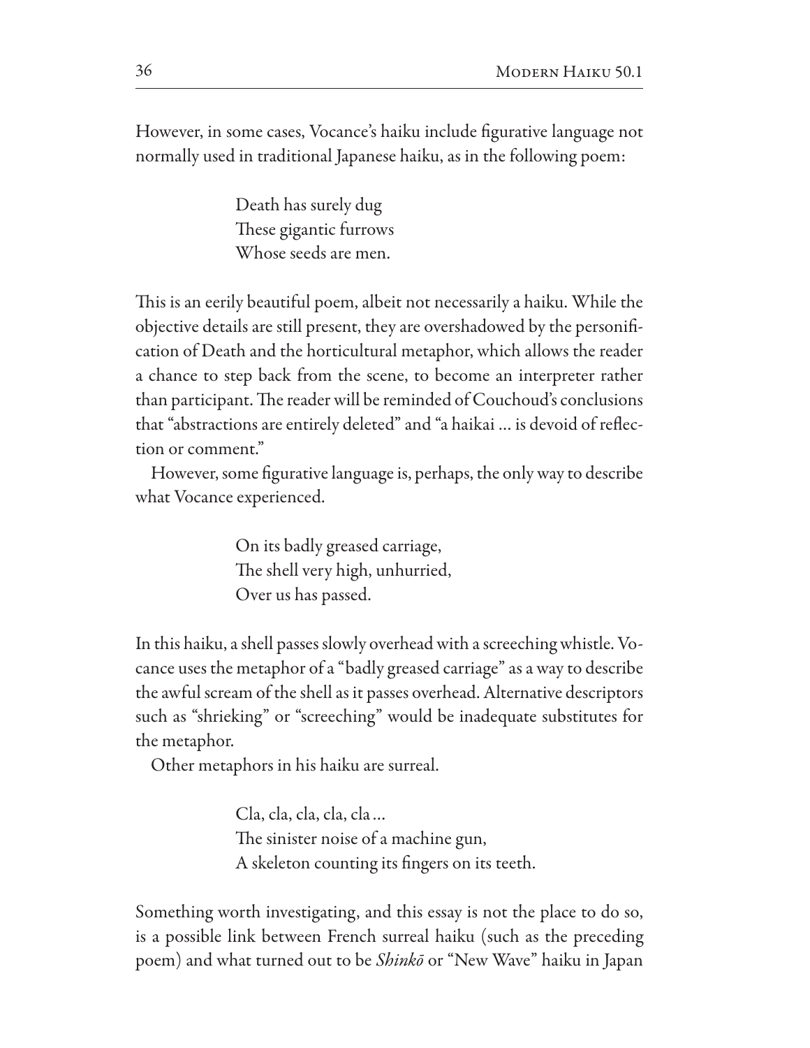However, in some cases, Vocance's haiku include figurative language not normally used in traditional Japanese haiku, as in the following poem:

> Death has surely dug  
> These gigantic furrows  
> Whose seeds are men.

This is an eerily beautiful poem, albeit not necessarily a haiku. While the objective details are still present, they are overshadowed by the personification of Death and the horticultural metaphor, which allows the reader a chance to step back from the scene, to become an interpreter rather than participant. The reader will be reminded of Couchoud's conclusions that "abstractions are entirely deleted" and "a haikai … is devoid of reflection or comment."

However, some figurative language is, perhaps, the only way to describe what Vocance experienced.

> On its badly greased carriage,  
> The shell very high, unhurried,  
> Over us has passed.

In this haiku, a shell passes slowly overhead with a screeching whistle. Vocance uses the metaphor of a "badly greased carriage" as a way to describe the awful scream of the shell as it passes overhead. Alternative descriptors such as "shrieking" or "screeching" would be inadequate substitutes for the metaphor.

Other metaphors in his haiku are surreal.

> Cla, cla, cla, cla, cla …  
> The sinister noise of a machine gun,  
> A skeleton counting its fingers on its teeth.

Something worth investigating, and this essay is not the place to do so, is a possible link between French surreal haiku (such as the preceding poem) and what turned out to be *Shinkō* or "New Wave" haiku in Japan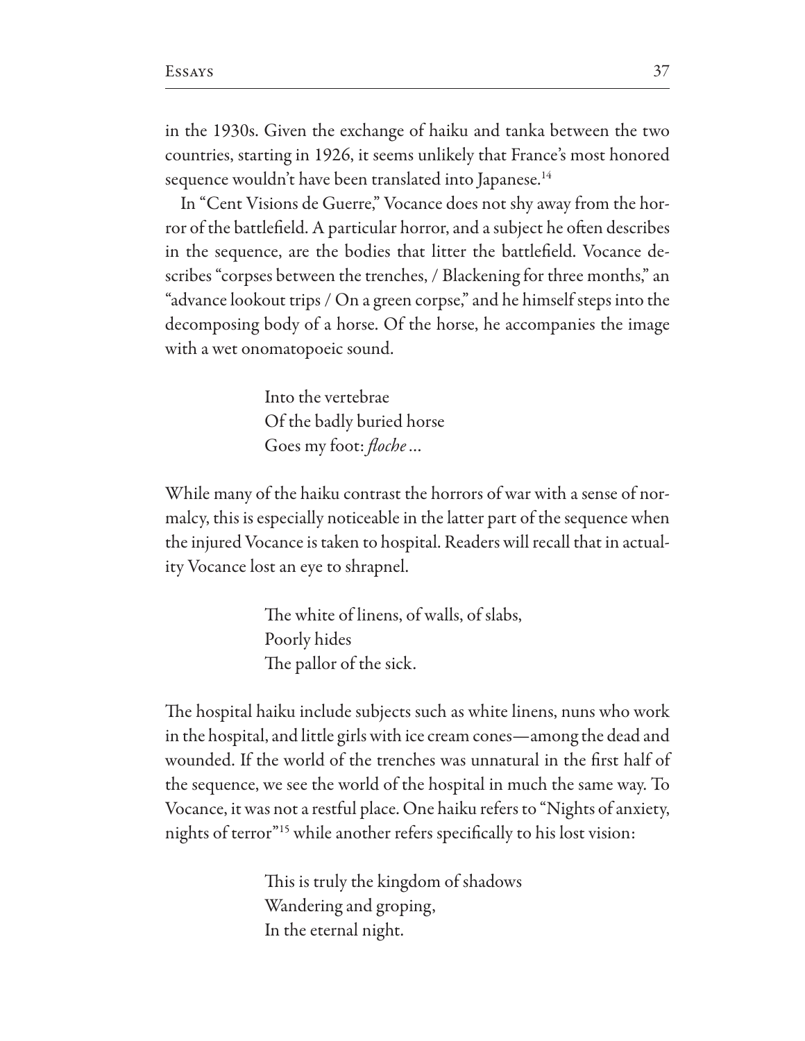in the 1930s. Given the exchange of haiku and tanka between the two countries, starting in 1926, it seems unlikely that France's most honored sequence wouldn't have been translated into Japanese.[14]

In "Cent Visions de Guerre," Vocance does not shy away from the horror of the battlefield. A particular horror, and a subject he often describes in the sequence, are the bodies that litter the battlefield. Vocance describes "corpses between the trenches, / Blackening for three months," an "advance lookout trips / On a green corpse," and he himself steps into the decomposing body of a horse. Of the horse, he accompanies the image with a wet onomatopoeic sound.

> Into the vertebrae
> Of the badly buried horse
> Goes my foot: *floche* ...

While many of the haiku contrast the horrors of war with a sense of normalcy, this is especially noticeable in the latter part of the sequence when the injured Vocance is taken to hospital. Readers will recall that in actuality Vocance lost an eye to shrapnel.

> The white of linens, of walls, of slabs,
> Poorly hides
> The pallor of the sick.

The hospital haiku include subjects such as white linens, nuns who work in the hospital, and little girls with ice cream cones—among the dead and wounded. If the world of the trenches was unnatural in the first half of the sequence, we see the world of the hospital in much the same way. To Vocance, it was not a restful place. One haiku refers to "Nights of anxiety, nights of terror"[15] while another refers specifically to his lost vision:

> This is truly the kingdom of shadows
> Wandering and groping,
> In the eternal night.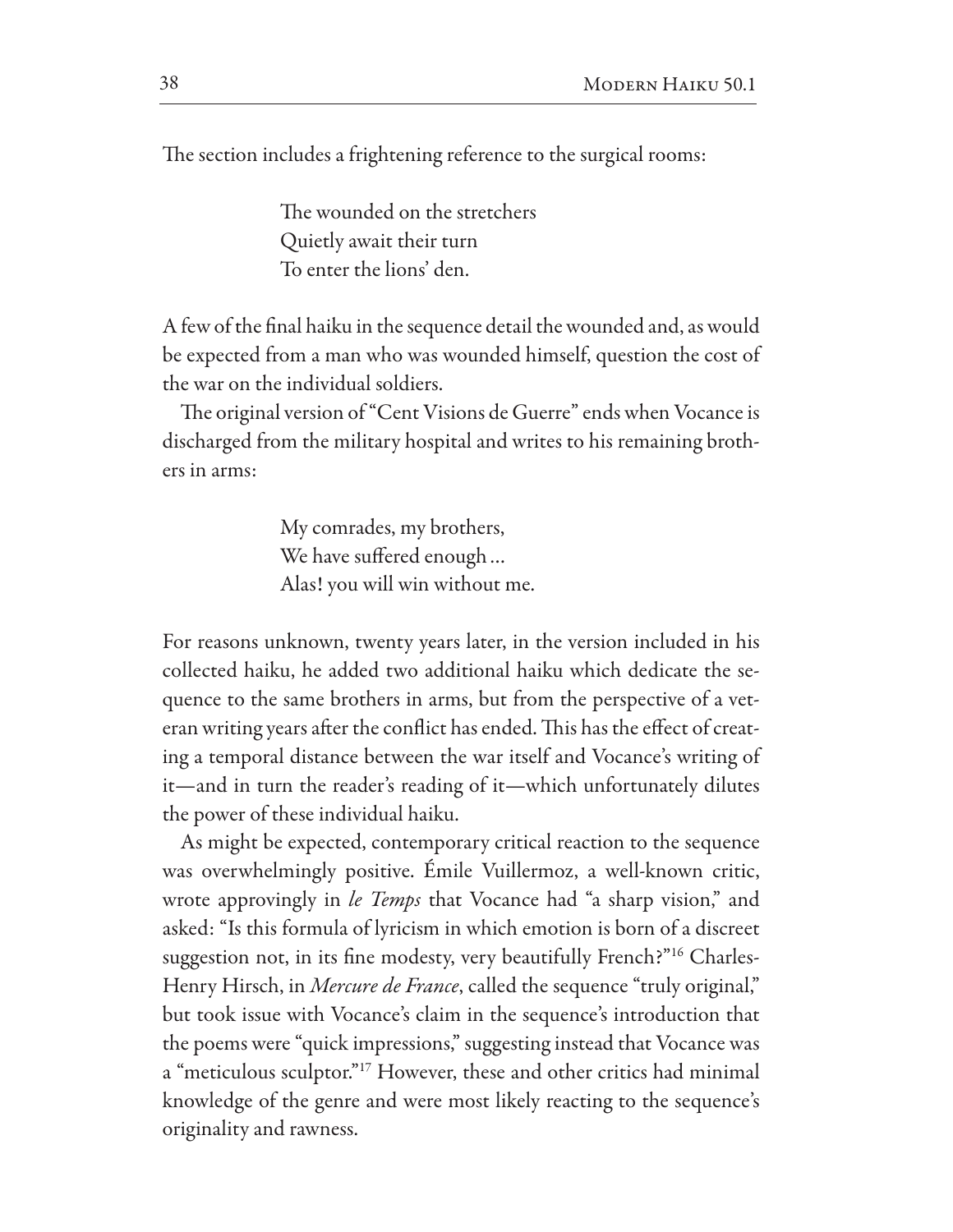The section includes a frightening reference to the surgical rooms:

> The wounded on the stretchers  
> Quietly await their turn  
> To enter the lions' den.

A few of the final haiku in the sequence detail the wounded and, as would be expected from a man who was wounded himself, question the cost of the war on the individual soldiers.

The original version of "Cent Visions de Guerre" ends when Vocance is discharged from the military hospital and writes to his remaining brothers in arms:

> My comrades, my brothers,  
> We have suffered enough …  
> Alas! you will win without me.

For reasons unknown, twenty years later, in the version included in his collected haiku, he added two additional haiku which dedicate the sequence to the same brothers in arms, but from the perspective of a veteran writing years after the conflict has ended. This has the effect of creating a temporal distance between the war itself and Vocance's writing of it—and in turn the reader's reading of it—which unfortunately dilutes the power of these individual haiku.

As might be expected, contemporary critical reaction to the sequence was overwhelmingly positive. Émile Vuillermoz, a well-known critic, wrote approvingly in *le Temps* that Vocance had "a sharp vision," and asked: "Is this formula of lyricism in which emotion is born of a discreet suggestion not, in its fine modesty, very beautifully French?"[16] Charles-Henry Hirsch, in *Mercure de France*, called the sequence "truly original," but took issue with Vocance's claim in the sequence's introduction that the poems were "quick impressions," suggesting instead that Vocance was a "meticulous sculptor."[17] However, these and other critics had minimal knowledge of the genre and were most likely reacting to the sequence's originality and rawness.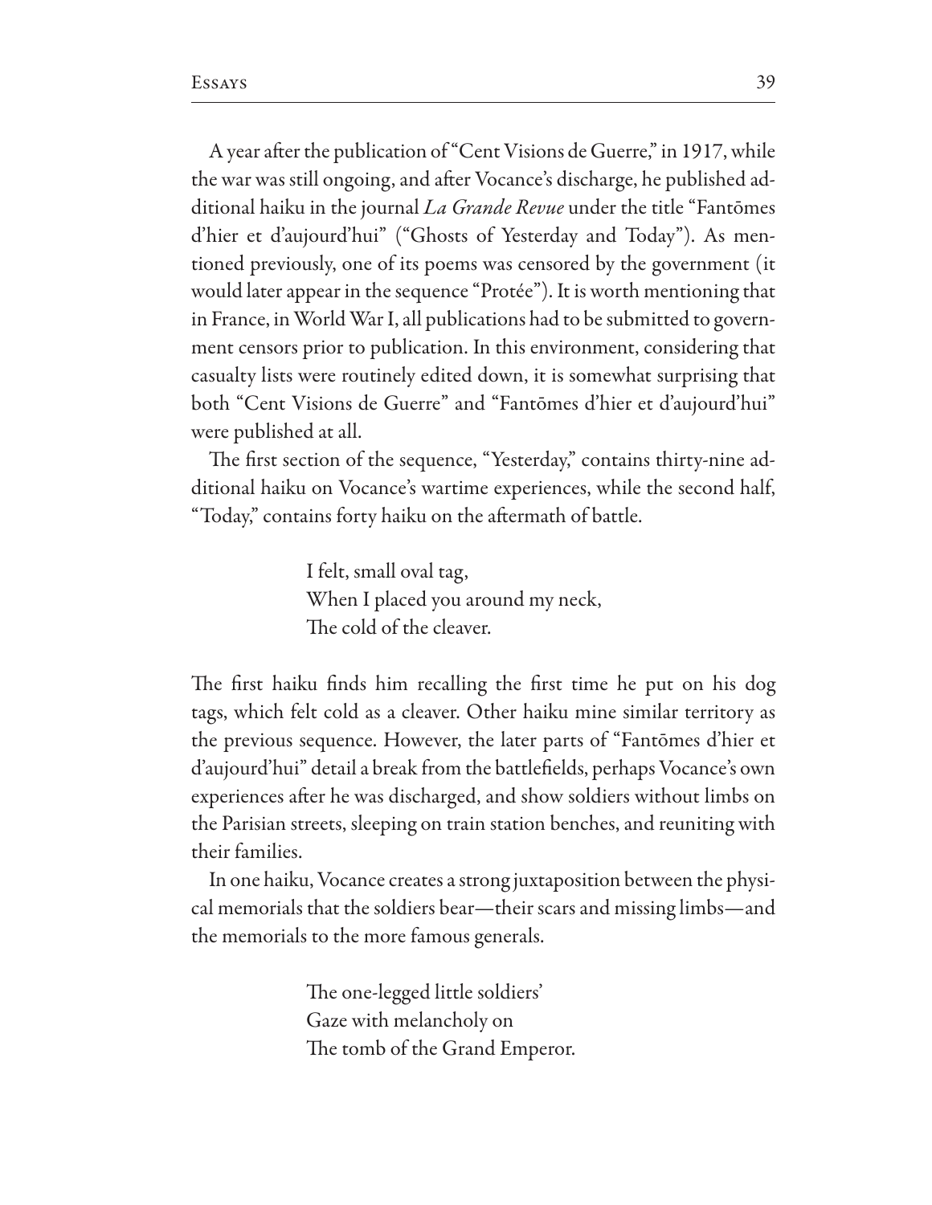A year after the publication of "Cent Visions de Guerre," in 1917, while the war was still ongoing, and after Vocance's discharge, he published additional haiku in the journal *La Grande Revue* under the title "Fantōmes d'hier et d'aujourd'hui" ("Ghosts of Yesterday and Today"). As mentioned previously, one of its poems was censored by the government (it would later appear in the sequence "Protée"). It is worth mentioning that in France, in World War I, all publications had to be submitted to government censors prior to publication. In this environment, considering that casualty lists were routinely edited down, it is somewhat surprising that both "Cent Visions de Guerre" and "Fantōmes d'hier et d'aujourd'hui" were published at all.

The first section of the sequence, "Yesterday," contains thirty-nine additional haiku on Vocance's wartime experiences, while the second half, "Today," contains forty haiku on the aftermath of battle.

> I felt, small oval tag,
> When I placed you around my neck,
> The cold of the cleaver.

The first haiku finds him recalling the first time he put on his dog tags, which felt cold as a cleaver. Other haiku mine similar territory as the previous sequence. However, the later parts of "Fantōmes d'hier et d'aujourd'hui" detail a break from the battlefields, perhaps Vocance's own experiences after he was discharged, and show soldiers without limbs on the Parisian streets, sleeping on train station benches, and reuniting with their families.

In one haiku, Vocance creates a strong juxtaposition between the physical memorials that the soldiers bear—their scars and missing limbs—and the memorials to the more famous generals.

> The one-legged little soldiers'
> Gaze with melancholy on
> The tomb of the Grand Emperor.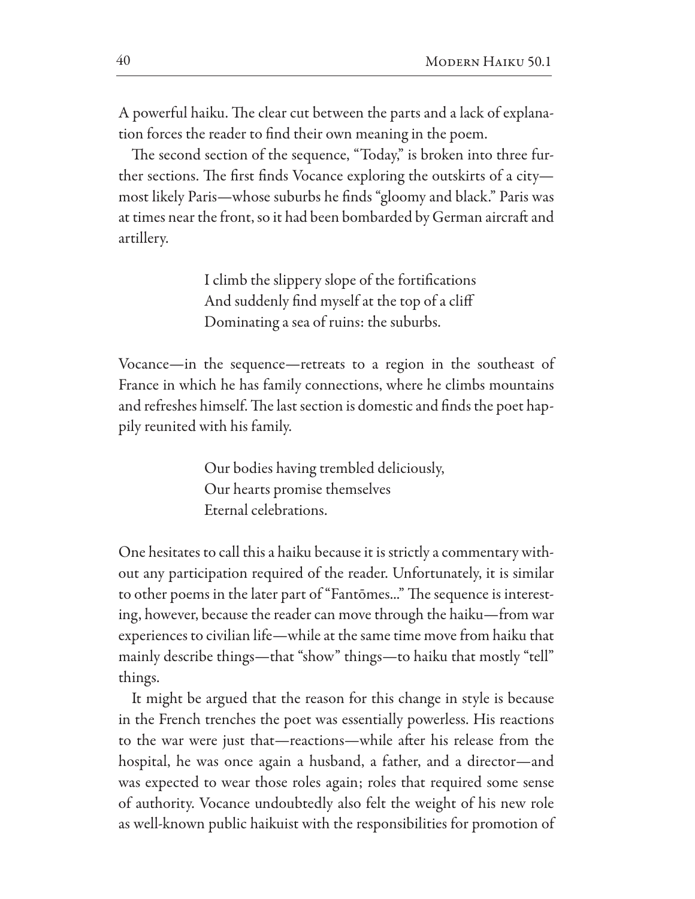A powerful haiku. The clear cut between the parts and a lack of explanation forces the reader to find their own meaning in the poem.

The second section of the sequence, "Today," is broken into three further sections. The first finds Vocance exploring the outskirts of a city—most likely Paris—whose suburbs he finds "gloomy and black." Paris was at times near the front, so it had been bombarded by German aircraft and artillery.

> I climb the slippery slope of the fortifications  
> And suddenly find myself at the top of a cliff  
> Dominating a sea of ruins: the suburbs.

Vocance—in the sequence—retreats to a region in the southeast of France in which he has family connections, where he climbs mountains and refreshes himself. The last section is domestic and finds the poet happily reunited with his family.

> Our bodies having trembled deliciously,  
> Our hearts promise themselves  
> Eternal celebrations.

One hesitates to call this a haiku because it is strictly a commentary without any participation required of the reader. Unfortunately, it is similar to other poems in the later part of "Fantōmes..." The sequence is interesting, however, because the reader can move through the haiku—from war experiences to civilian life—while at the same time move from haiku that mainly describe things—that "show" things—to haiku that mostly "tell" things.

It might be argued that the reason for this change in style is because in the French trenches the poet was essentially powerless. His reactions to the war were just that—reactions—while after his release from the hospital, he was once again a husband, a father, and a director—and was expected to wear those roles again; roles that required some sense of authority. Vocance undoubtedly also felt the weight of his new role as well-known public haikuist with the responsibilities for promotion of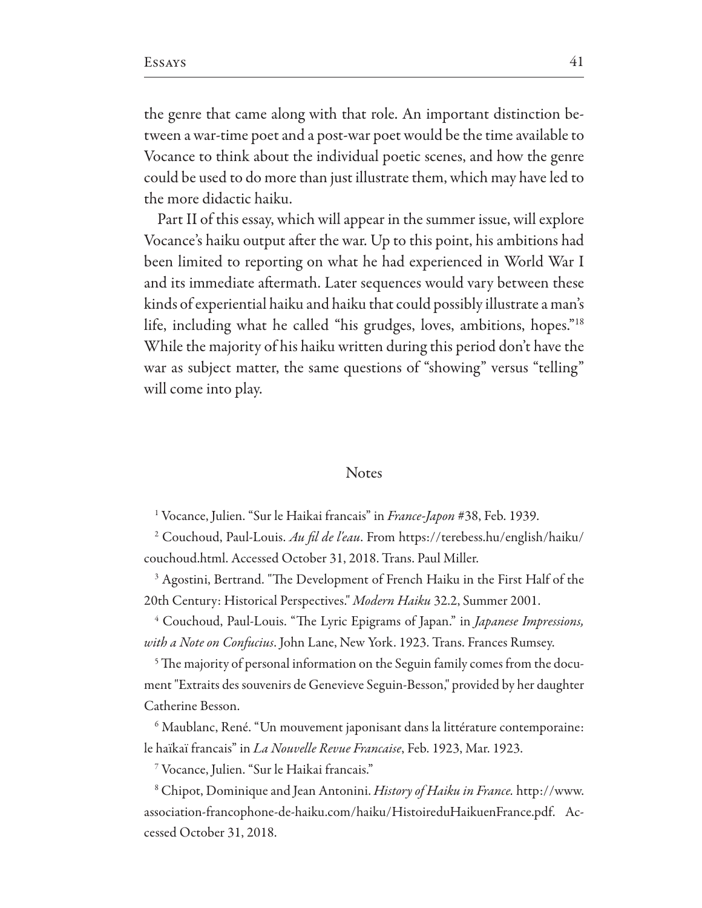the genre that came along with that role. An important distinction between a war-time poet and a post-war poet would be the time available to Vocance to think about the individual poetic scenes, and how the genre could be used to do more than just illustrate them, which may have led to the more didactic haiku.

Part II of this essay, which will appear in the summer issue, will explore Vocance's haiku output after the war. Up to this point, his ambitions had been limited to reporting on what he had experienced in World War I and its immediate aftermath. Later sequences would vary between these kinds of experiential haiku and haiku that could possibly illustrate a man's life, including what he called "his grudges, loves, ambitions, hopes."[18] While the majority of his haiku written during this period don't have the war as subject matter, the same questions of "showing" versus "telling" will come into play.

## Notes

[1] Vocance, Julien. "Sur le Haikai francais" in *France-Japon* #38, Feb. 1939.

[2] Couchoud, Paul-Louis. *Au fil de l'eau*. From https://terebess.hu/english/haiku/couchoud.html. Accessed October 31, 2018. Trans. Paul Miller.

[3] Agostini, Bertrand. "The Development of French Haiku in the First Half of the 20th Century: Historical Perspectives." *Modern Haiku* 32.2, Summer 2001.

[4] Couchoud, Paul-Louis. "The Lyric Epigrams of Japan." in *Japanese Impressions, with a Note on Confucius*. John Lane, New York. 1923. Trans. Frances Rumsey.

[5] The majority of personal information on the Seguin family comes from the document "Extraits des souvenirs de Genevieve Seguin-Besson," provided by her daughter Catherine Besson.

[6] Maublanc, René. "Un mouvement japonisant dans la littérature contemporaine: le haïkaï francais" in *La Nouvelle Revue Francaise*, Feb. 1923, Mar. 1923.

[7] Vocance, Julien. "Sur le Haikai francais."

[8] Chipot, Dominique and Jean Antonini. *History of Haiku in France.* http://www.association-francophone-de-haiku.com/haiku/HistoireduHaikuenFrance.pdf. Accessed October 31, 2018.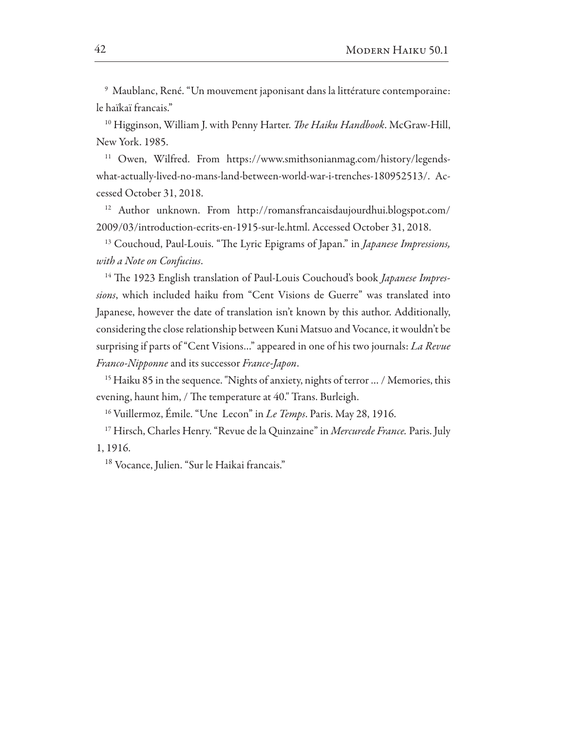[9] Maublanc, René. "Un mouvement japonisant dans la littérature contemporaine: le haïkaï francais."

[10] Higginson, William J. with Penny Harter. *The Haiku Handbook*. McGraw-Hill, New York. 1985.

[11] Owen, Wilfred. From https://www.smithsonianmag.com/history/legends-what-actually-lived-no-mans-land-between-world-war-i-trenches-180952513/. Accessed October 31, 2018.

[12] Author unknown. From http://romansfrancaisdaujourdhui.blogspot.com/2009/03/introduction-ecrits-en-1915-sur-le.html. Accessed October 31, 2018.

[13] Couchoud, Paul-Louis. "The Lyric Epigrams of Japan." in *Japanese Impressions, with a Note on Confucius*.

[14] The 1923 English translation of Paul-Louis Couchoud's book *Japanese Impressions*, which included haiku from "Cent Visions de Guerre" was translated into Japanese, however the date of translation isn't known by this author. Additionally, considering the close relationship between Kuni Matsuo and Vocance, it wouldn't be surprising if parts of "Cent Visions…" appeared in one of his two journals: *La Revue Franco-Nipponne* and its successor *France-Japon*.

[15] Haiku 85 in the sequence. "Nights of anxiety, nights of terror … / Memories, this evening, haunt him, / The temperature at 40." Trans. Burleigh.

[16] Vuillermoz, Émile. "Une Lecon" in *Le Temps*. Paris. May 28, 1916.

[17] Hirsch, Charles Henry. "Revue de la Quinzaine" in *Mercurede France.* Paris. July 1, 1916.

[18] Vocance, Julien. "Sur le Haikai francais."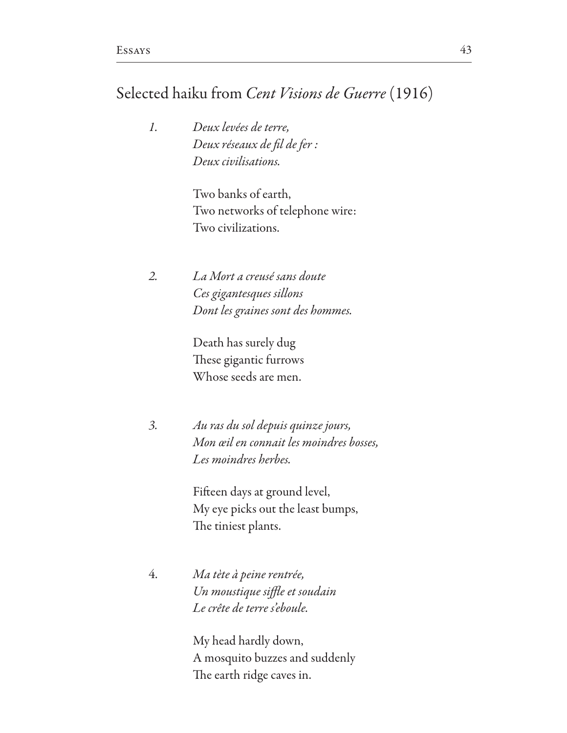## Selected haiku from *Cent Visions de Guerre* (1916)

*1.* *Deux levées de terre,*
*Deux réseaux de fil de fer :*
*Deux civilisations.*

Two banks of earth,
Two networks of telephone wire:
Two civilizations.

*2.* *La Mort a creusé sans doute*
*Ces gigantesques sillons*
*Dont les graines sont des hommes.*

Death has surely dug
These gigantic furrows
Whose seeds are men.

*3.* *Au ras du sol depuis quinze jours,*
*Mon œil en connait les moindres bosses,*
*Les moindres herbes.*

Fifteen days at ground level,
My eye picks out the least bumps,
The tiniest plants.

4. *Ma tète à peine rentrée,*
*Un moustique siffle et soudain*
*Le crête de terre s'eboule.*

My head hardly down,
A mosquito buzzes and suddenly
The earth ridge caves in.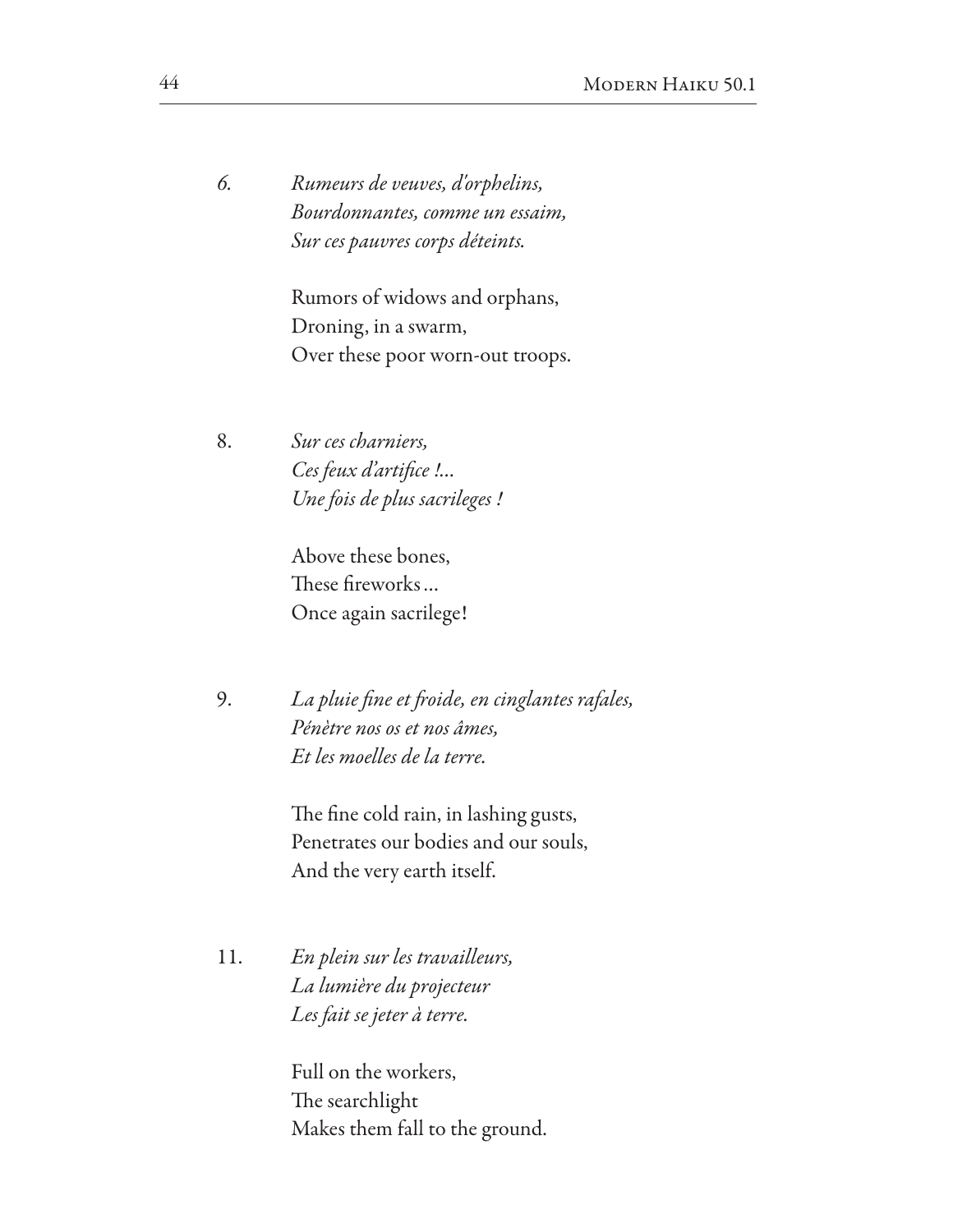*6.* *Rumeurs de veuves, d'orphelins,*
*Bourdonnantes, comme un essaim,*
*Sur ces pauvres corps déteints.*

Rumors of widows and orphans,
Droning, in a swarm,
Over these poor worn-out troops.

8. *Sur ces charniers,*
*Ces feux d'artifice !...*
*Une fois de plus sacrileges !*

Above these bones,
These fireworks…
Once again sacrilege!

9. *La pluie fine et froide, en cinglantes rafales,*
*Pénètre nos os et nos âmes,*
*Et les moelles de la terre.*

The fine cold rain, in lashing gusts,
Penetrates our bodies and our souls,
And the very earth itself.

11. *En plein sur les travailleurs,*
*La lumière du projecteur*
*Les fait se jeter à terre.*

Full on the workers,
The searchlight
Makes them fall to the ground.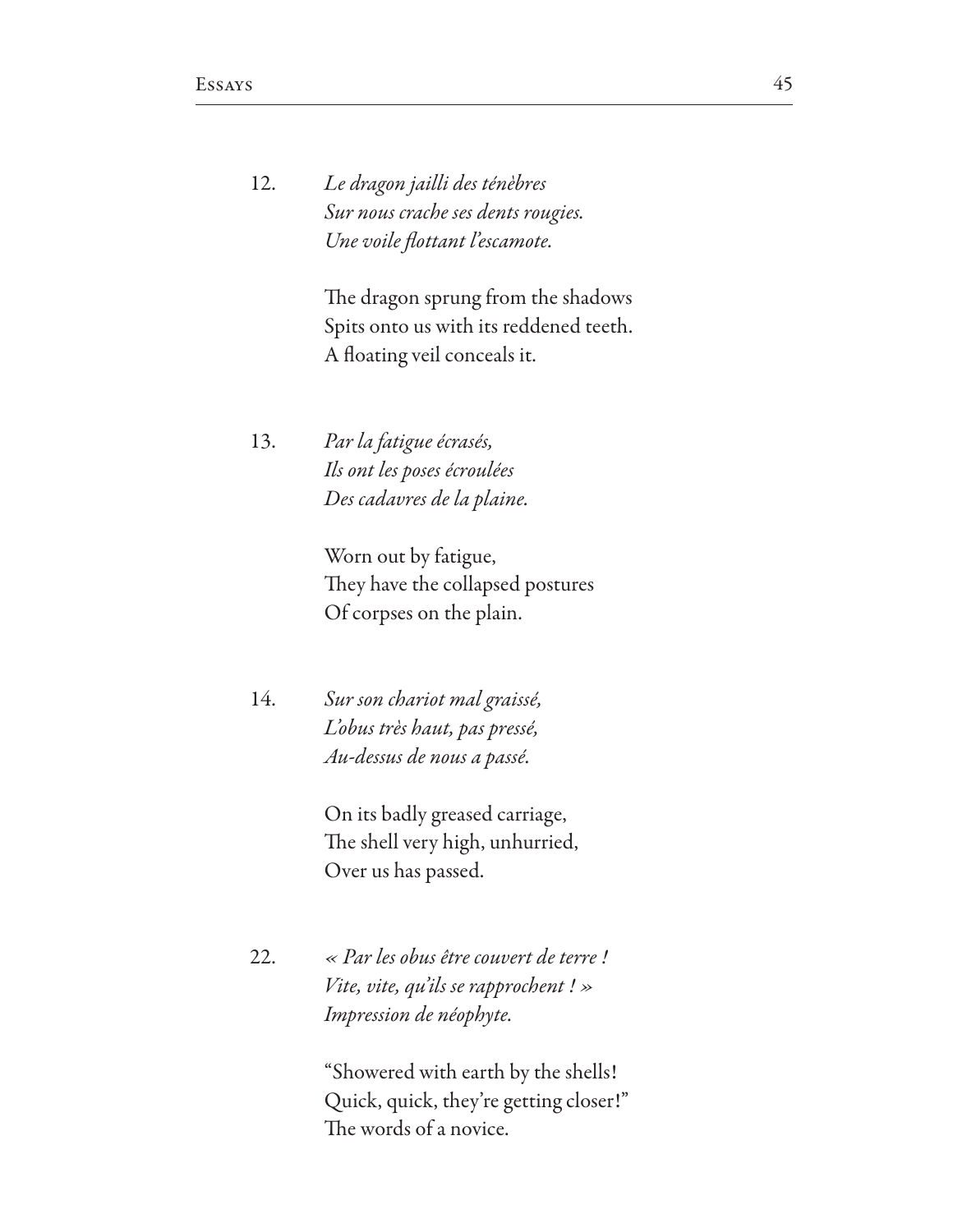12. *Le dragon jailli des ténèbres*  
*Sur nous crache ses dents rougies.*  
*Une voile flottant l'escamote.*

The dragon sprung from the shadows  
Spits onto us with its reddened teeth.  
A floating veil conceals it.

13. *Par la fatigue écrasés,*  
*Ils ont les poses écroulées*  
*Des cadavres de la plaine.*

Worn out by fatigue,  
They have the collapsed postures  
Of corpses on the plain.

14. *Sur son chariot mal graissé,*  
*L'obus très haut, pas pressé,*  
*Au-dessus de nous a passé.*

On its badly greased carriage,  
The shell very high, unhurried,  
Over us has passed.

22. *« Par les obus être couvert de terre !*  
*Vite, vite, qu'ils se rapprochent ! »*  
*Impression de néophyte.*

"Showered with earth by the shells!  
Quick, quick, they're getting closer!"  
The words of a novice.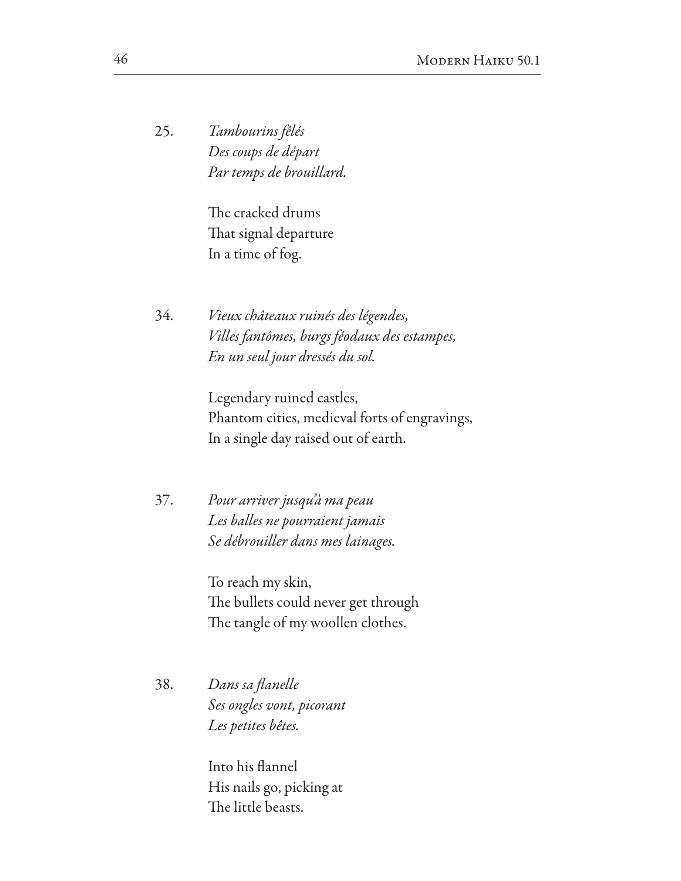25. *Tambourins fêlés*
*Des coups de départ*
*Par temps de brouillard.*

The cracked drums
That signal departure
In a time of fog.

34. *Vieux châteaux ruinés des légendes,*
*Villes fantômes, burgs féodaux des estampes,*
*En un seul jour dressés du sol.*

Legendary ruined castles,
Phantom cities, medieval forts of engravings,
In a single day raised out of earth.

37. *Pour arriver jusqu'à ma peau*
*Les balles ne pourraient jamais*
*Se débrouiller dans mes lainages.*

To reach my skin,
The bullets could never get through
The tangle of my woollen clothes.

38. *Dans sa flanelle*
*Ses ongles vont, picorant*
*Les petites bêtes.*

Into his flannel
His nails go, picking at
The little beasts.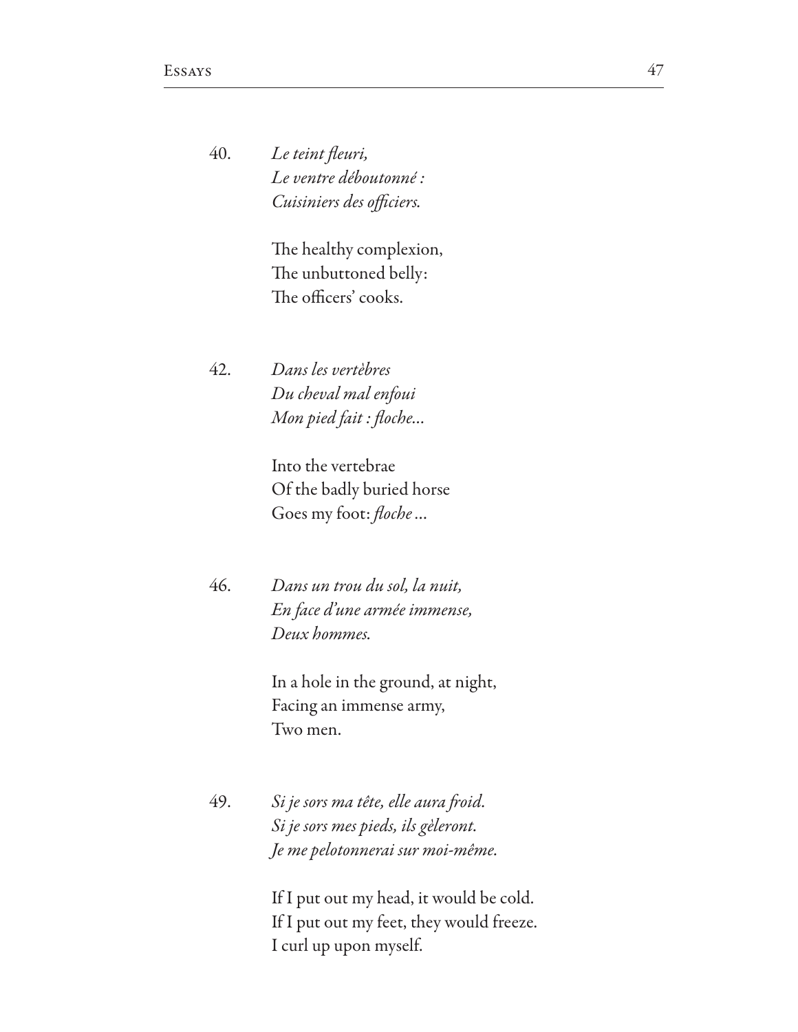40. *Le teint fleuri,*  
*Le ventre déboutonné :*  
*Cuisiniers des officiers.*

The healthy complexion,  
The unbuttoned belly:  
The officers' cooks.

42. *Dans les vertèbres*  
*Du cheval mal enfoui*  
*Mon pied fait : floche...*

Into the vertebrae  
Of the badly buried horse  
Goes my foot: *floche* ...

46. *Dans un trou du sol, la nuit,*  
*En face d'une armée immense,*  
*Deux hommes.*

In a hole in the ground, at night,  
Facing an immense army,  
Two men.

49. *Si je sors ma tête, elle aura froid.*  
*Si je sors mes pieds, ils gèleront.*  
*Je me pelotonnerai sur moi-même.*

If I put out my head, it would be cold.  
If I put out my feet, they would freeze.  
I curl up upon myself.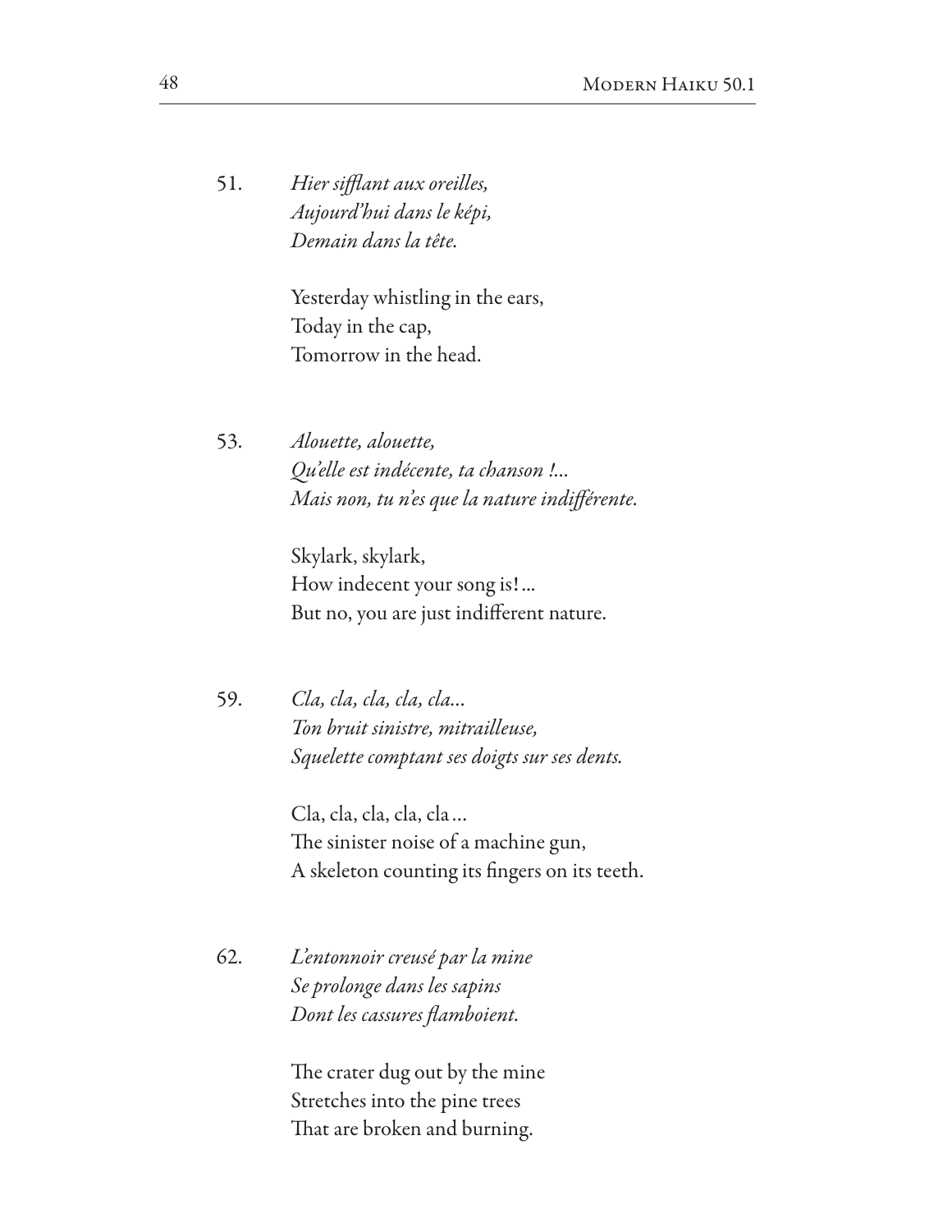51. *Hier sifflant aux oreilles,*
*Aujourd'hui dans le képi,*
*Demain dans la tête.*

Yesterday whistling in the ears,
Today in the cap,
Tomorrow in the head.

53. *Alouette, alouette,*
*Qu'elle est indécente, ta chanson !...*
*Mais non, tu n'es que la nature indifférente.*

Skylark, skylark,
How indecent your song is!…
But no, you are just indifferent nature.

59. *Cla, cla, cla, cla, cla...*
*Ton bruit sinistre, mitrailleuse,*
*Squelette comptant ses doigts sur ses dents.*

Cla, cla, cla, cla, cla…
The sinister noise of a machine gun,
A skeleton counting its fingers on its teeth.

62. *L'entonnoir creusé par la mine*
*Se prolonge dans les sapins*
*Dont les cassures flamboient.*

The crater dug out by the mine
Stretches into the pine trees
That are broken and burning.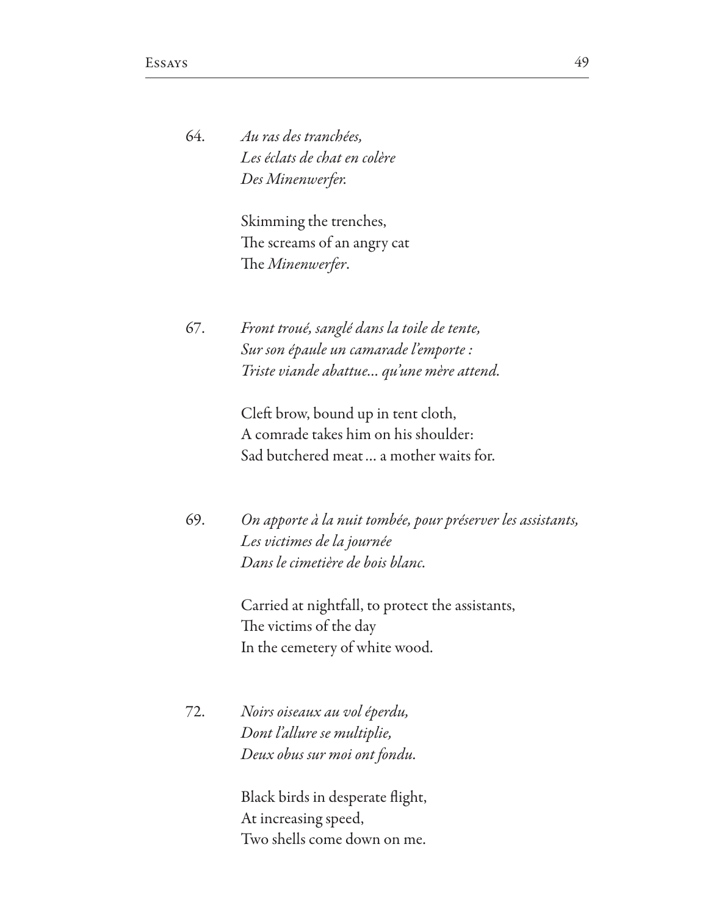64. *Au ras des tranchées,*
*Les éclats de chat en colère*
*Des Minenwerfer.*

Skimming the trenches,
The screams of an angry cat
The *Minenwerfer*.

67. *Front troué, sanglé dans la toile de tente,*
*Sur son épaule un camarade l'emporte :*
*Triste viande abattue… qu'une mère attend.*

Cleft brow, bound up in tent cloth,
A comrade takes him on his shoulder:
Sad butchered meat … a mother waits for.

69. *On apporte à la nuit tombée, pour préserver les assistants,*
*Les victimes de la journée*
*Dans le cimetière de bois blanc.*

Carried at nightfall, to protect the assistants,
The victims of the day
In the cemetery of white wood.

72. *Noirs oiseaux au vol éperdu,*
*Dont l'allure se multiplie,*
*Deux obus sur moi ont fondu.*

Black birds in desperate flight,
At increasing speed,
Two shells come down on me.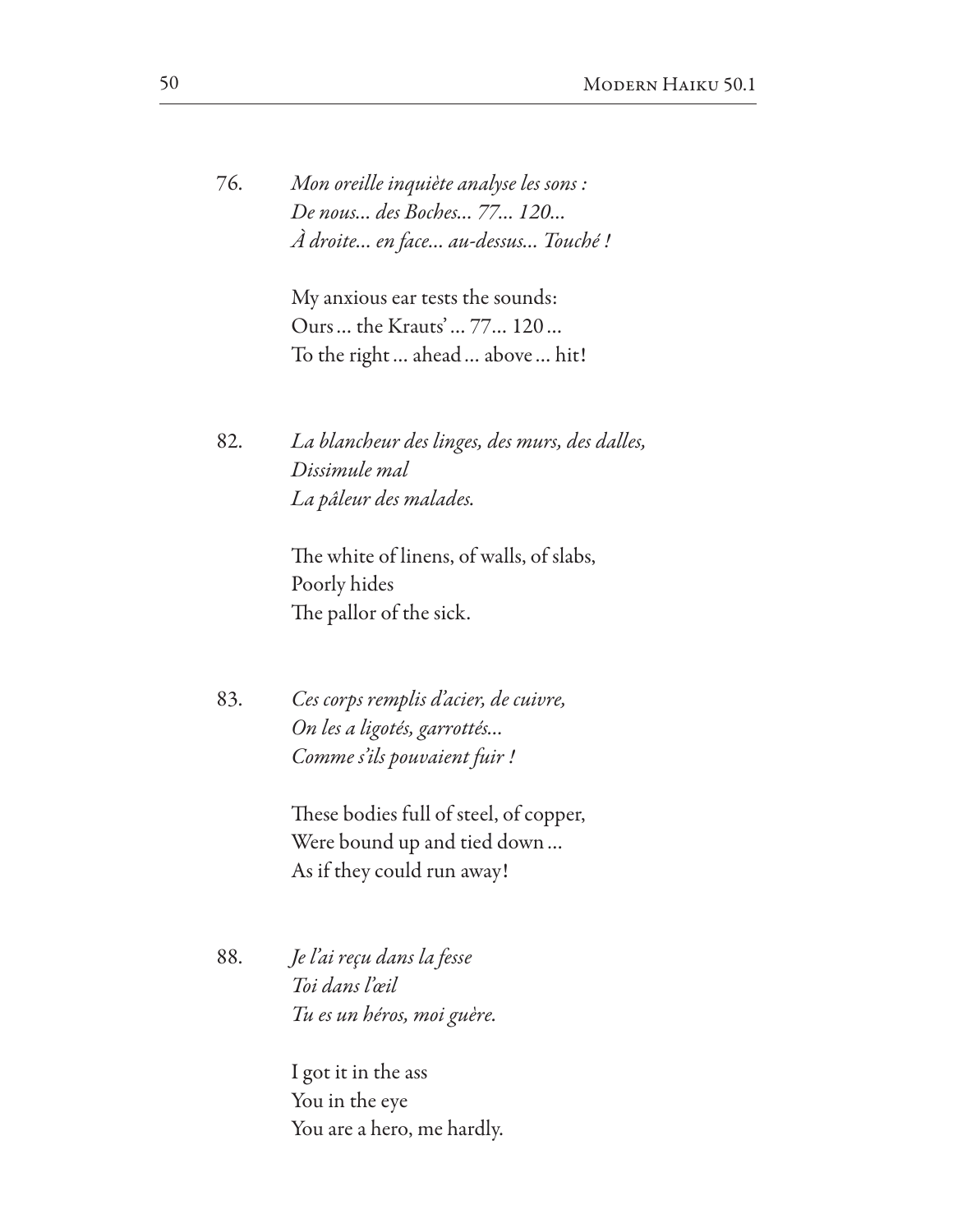76. *Mon oreille inquiète analyse les sons :*
*De nous... des Boches... 77... 120...*
*À droite... en face... au-dessus... Touché !*

My anxious ear tests the sounds:
Ours … the Krauts’ … 77… 120 …
To the right … ahead … above … hit!

82. *La blancheur des linges, des murs, des dalles,*
*Dissimule mal*
*La pâleur des malades.*

The white of linens, of walls, of slabs,
Poorly hides
The pallor of the sick.

83. *Ces corps remplis d’acier, de cuivre,*
*On les a ligotés, garrottés...*
*Comme s’ils pouvaient fuir !*

These bodies full of steel, of copper,
Were bound up and tied down …
As if they could run away!

88. *Je l’ai reçu dans la fesse*
*Toi dans l’œil*
*Tu es un héros, moi guère.*

I got it in the ass
You in the eye
You are a hero, me hardly.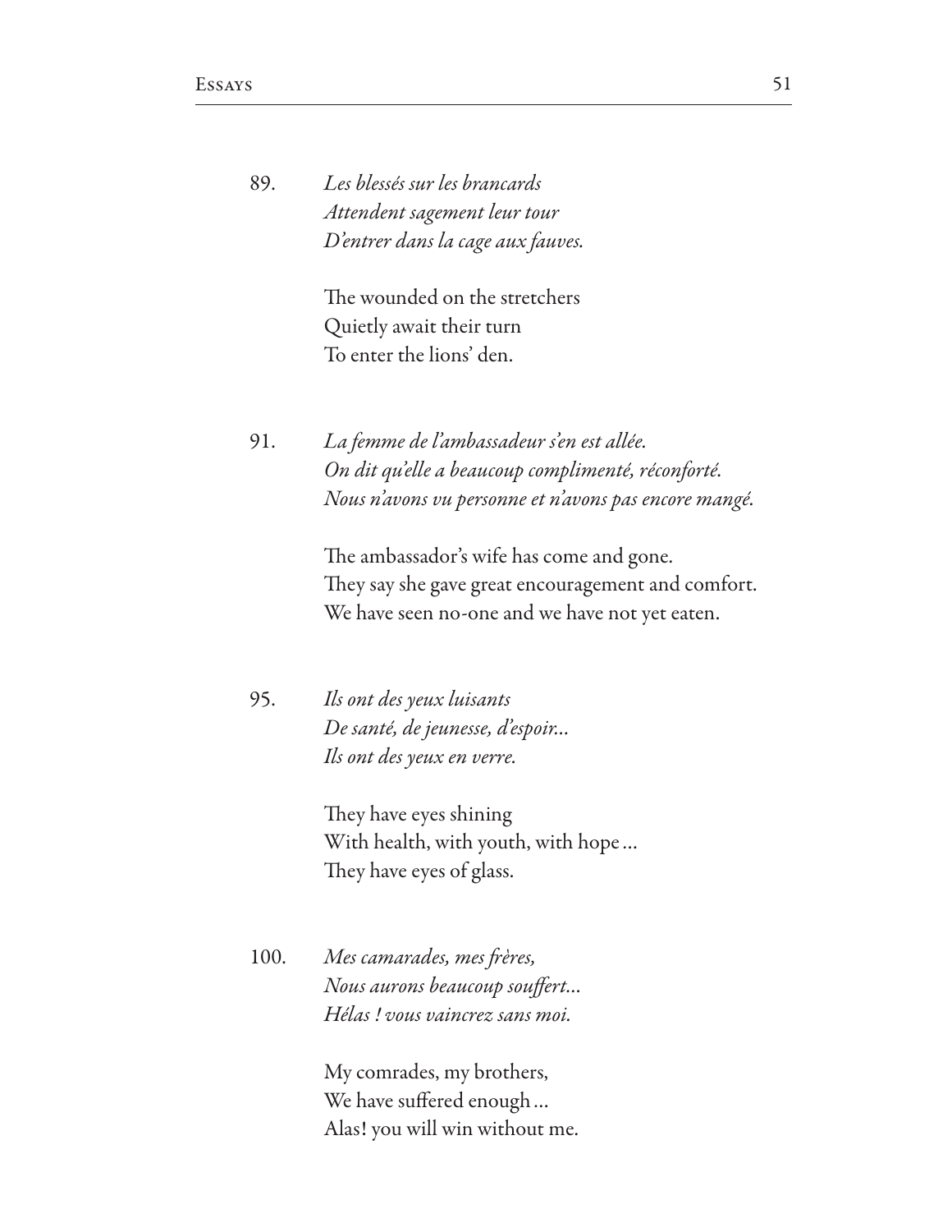89. *Les blessés sur les brancards*
*Attendent sagement leur tour*
*D'entrer dans la cage aux fauves.*

The wounded on the stretchers
Quietly await their turn
To enter the lions' den.

91. *La femme de l'ambassadeur s'en est allée.*
*On dit qu'elle a beaucoup complimenté, réconforté.*
*Nous n'avons vu personne et n'avons pas encore mangé.*

The ambassador's wife has come and gone.
They say she gave great encouragement and comfort.
We have seen no-one and we have not yet eaten.

95. *Ils ont des yeux luisants*
*De santé, de jeunesse, d'espoir...*
*Ils ont des yeux en verre.*

They have eyes shining
With health, with youth, with hope...
They have eyes of glass.

100. *Mes camarades, mes frères,*
*Nous aurons beaucoup souffert...*
*Hélas ! vous vaincrez sans moi.*

My comrades, my brothers,
We have suffered enough...
Alas! you will win without me.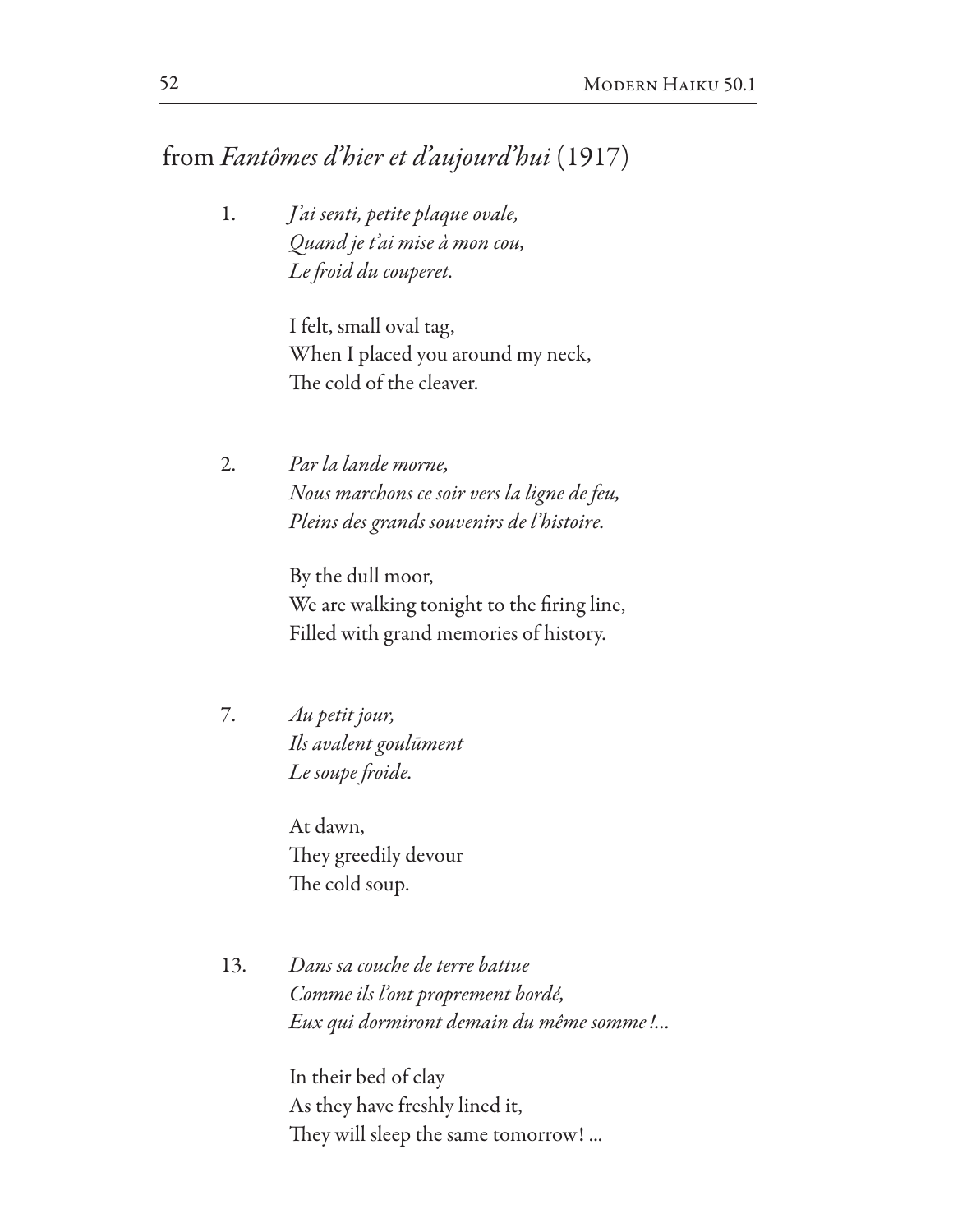## from *Fantômes d'hier et d'aujourd'hui* (1917)

1. *J'ai senti, petite plaque ovale,*
*Quand je t'ai mise à mon cou,*
*Le froid du couperet.*

   I felt, small oval tag,
   When I placed you around my neck,
   The cold of the cleaver.

2. *Par la lande morne,*
*Nous marchons ce soir vers la ligne de feu,*
*Pleins des grands souvenirs de l'histoire.*

   By the dull moor,
   We are walking tonight to the firing line,
   Filled with grand memories of history.

7. *Au petit jour,*
*Ils avalent goulūment*
*Le soupe froide.*

   At dawn,
   They greedily devour
   The cold soup.

13. *Dans sa couche de terre battue*
*Comme ils l'ont proprement bordé,*
*Eux qui dormiront demain du même somme !...*

    In their bed of clay
    As they have freshly lined it,
    They will sleep the same tomorrow! ...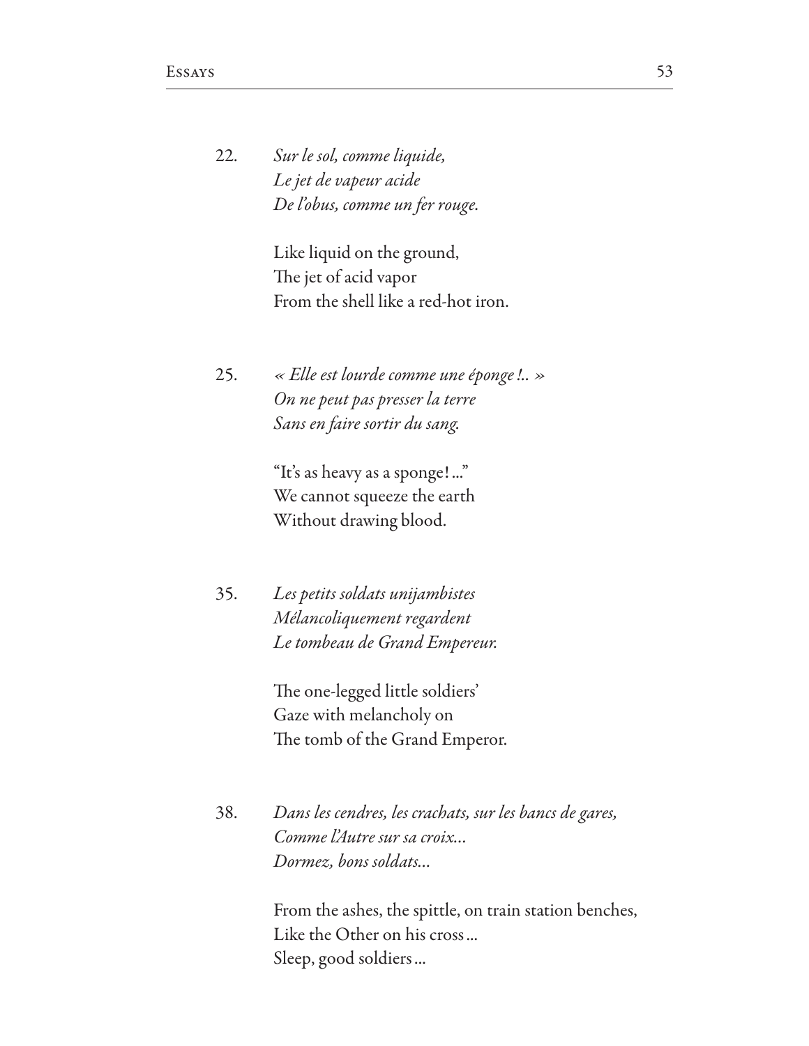22. *Sur le sol, comme liquide,*
*Le jet de vapeur acide*
*De l'obus, comme un fer rouge.*

Like liquid on the ground,
The jet of acid vapor
From the shell like a red-hot iron.

25. *« Elle est lourde comme une éponge !.. »*
*On ne peut pas presser la terre*
*Sans en faire sortir du sang.*

"It's as heavy as a sponge!…"
We cannot squeeze the earth
Without drawing blood.

35. *Les petits soldats unijambistes*
*Mélancoliquement regardent*
*Le tombeau de Grand Empereur.*

The one-legged little soldiers'
Gaze with melancholy on
The tomb of the Grand Emperor.

38. *Dans les cendres, les crachats, sur les bancs de gares,*
*Comme l'Autre sur sa croix…*
*Dormez, bons soldats…*

From the ashes, the spittle, on train station benches,
Like the Other on his cross…
Sleep, good soldiers…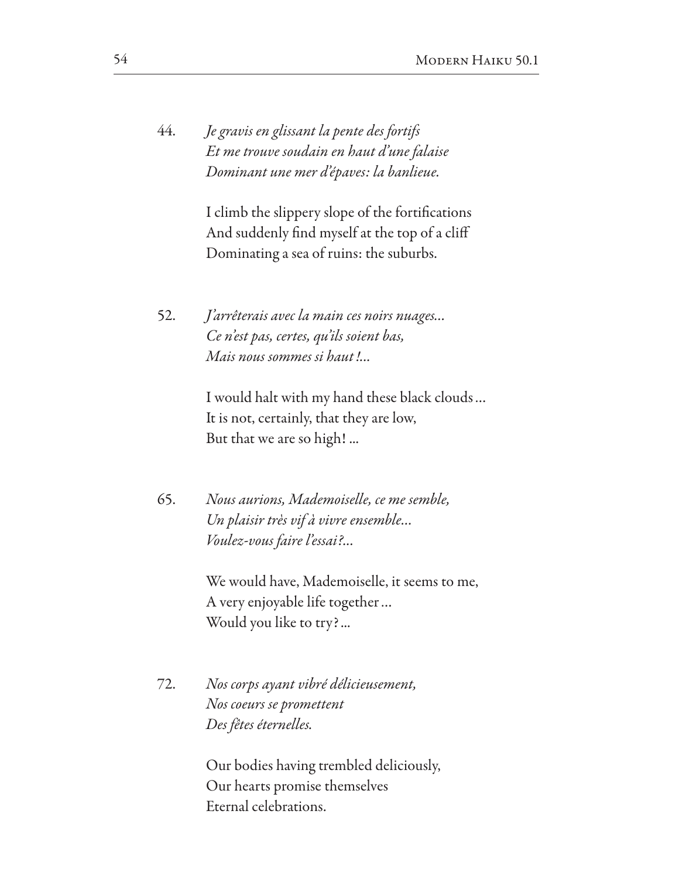44. *Je gravis en glissant la pente des fortifs*
*Et me trouve soudain en haut d'une falaise*
*Dominant une mer d'épaves: la banlieue.*

I climb the slippery slope of the fortifications
And suddenly find myself at the top of a cliff
Dominating a sea of ruins: the suburbs.

52. *J'arrêterais avec la main ces noirs nuages…*
*Ce n'est pas, certes, qu'ils soient bas,*
*Mais nous sommes si haut!…*

I would halt with my hand these black clouds…
It is not, certainly, that they are low,
But that we are so high! …

65. *Nous aurions, Mademoiselle, ce me semble,*
*Un plaisir très vif à vivre ensemble…*
*Voulez-vous faire l'essai?…*

We would have, Mademoiselle, it seems to me,
A very enjoyable life together…
Would you like to try?…

72. *Nos corps ayant vibré délicieusement,*
*Nos coeurs se promettent*
*Des fêtes éternelles.*

Our bodies having trembled deliciously,
Our hearts promise themselves
Eternal celebrations.